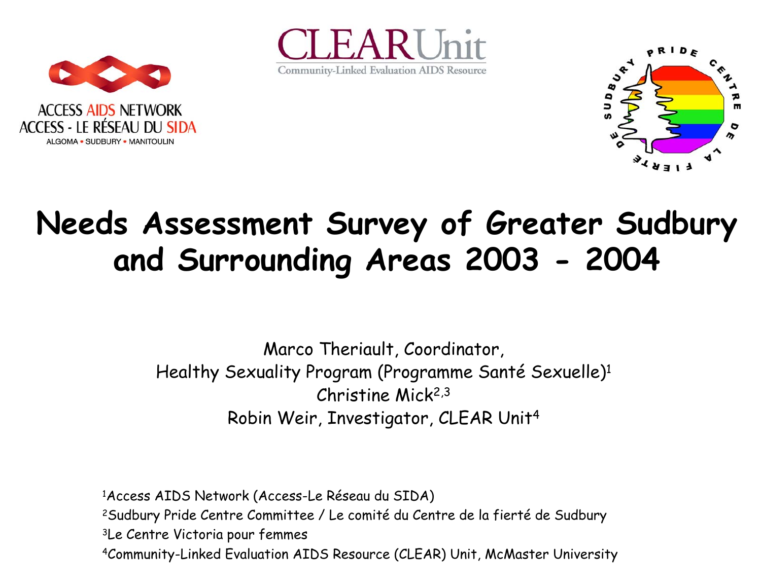ACCESS AIDS NETWORK
ACCESS - LE RÉSEAU DU SIDA
ALGOMA • SUDBURY • MANITOULIN

CLEAR Unit
Community-Linked Evaluation AIDS Resource

SUDBURY PRIDE CENTRE DE LA FIERTÉ DE SUDBURY

# Needs Assessment Survey of Greater Sudbury and Surrounding Areas 2003 - 2004

Marco Theriault, Coordinator,
Healthy Sexuality Program (Programme Santé Sexuelle)[1]
Christine Mick[2,3]
Robin Weir, Investigator, CLEAR Unit[4]

[1]Access AIDS Network (Access-Le Réseau du SIDA)
[2]Sudbury Pride Centre Committee / Le comité du Centre de la fierté de Sudbury
[3]Le Centre Victoria pour femmes
[4]Community-Linked Evaluation AIDS Resource (CLEAR) Unit, McMaster University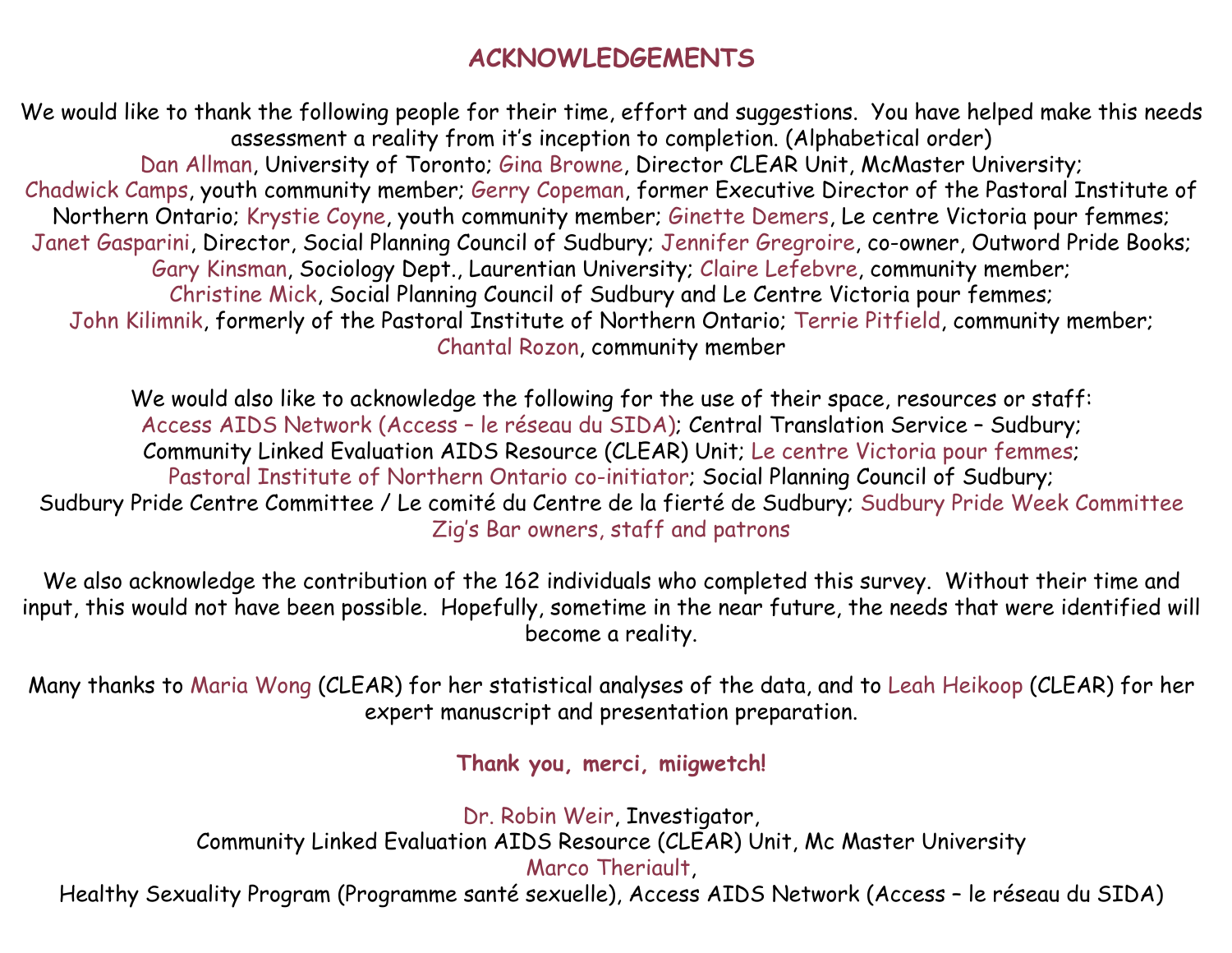# ACKNOWLEDGEMENTS

We would like to thank the following people for their time, effort and suggestions. You have helped make this needs assessment a reality from it's inception to completion. (Alphabetical order)

Dan Allman, University of Toronto; Gina Browne, Director CLEAR Unit, McMaster University; Chadwick Camps, youth community member; Gerry Copeman, former Executive Director of the Pastoral Institute of Northern Ontario; Krystie Coyne, youth community member; Ginette Demers, Le centre Victoria pour femmes; Janet Gasparini, Director, Social Planning Council of Sudbury; Jennifer Gregroire, co-owner, Outword Pride Books; Gary Kinsman, Sociology Dept., Laurentian University; Claire Lefebvre, community member; Christine Mick, Social Planning Council of Sudbury and Le Centre Victoria pour femmes; John Kilimnik, formerly of the Pastoral Institute of Northern Ontario; Terrie Pitfield, community member; Chantal Rozon, community member

We would also like to acknowledge the following for the use of their space, resources or staff: Access AIDS Network (Access – le réseau du SIDA); Central Translation Service – Sudbury; Community Linked Evaluation AIDS Resource (CLEAR) Unit; Le centre Victoria pour femmes; Pastoral Institute of Northern Ontario co-initiator; Social Planning Council of Sudbury; Sudbury Pride Centre Committee / Le comité du Centre de la fierté de Sudbury; Sudbury Pride Week Committee Zig's Bar owners, staff and patrons

We also acknowledge the contribution of the 162 individuals who completed this survey. Without their time and input, this would not have been possible. Hopefully, sometime in the near future, the needs that were identified will become a reality.

Many thanks to Maria Wong (CLEAR) for her statistical analyses of the data, and to Leah Heikoop (CLEAR) for her expert manuscript and presentation preparation.

**Thank you, merci, miigwetch!**

Dr. Robin Weir, Investigator,
Community Linked Evaluation AIDS Resource (CLEAR) Unit, Mc Master University
Marco Theriault,
Healthy Sexuality Program (Programme santé sexuelle), Access AIDS Network (Access – le réseau du SIDA)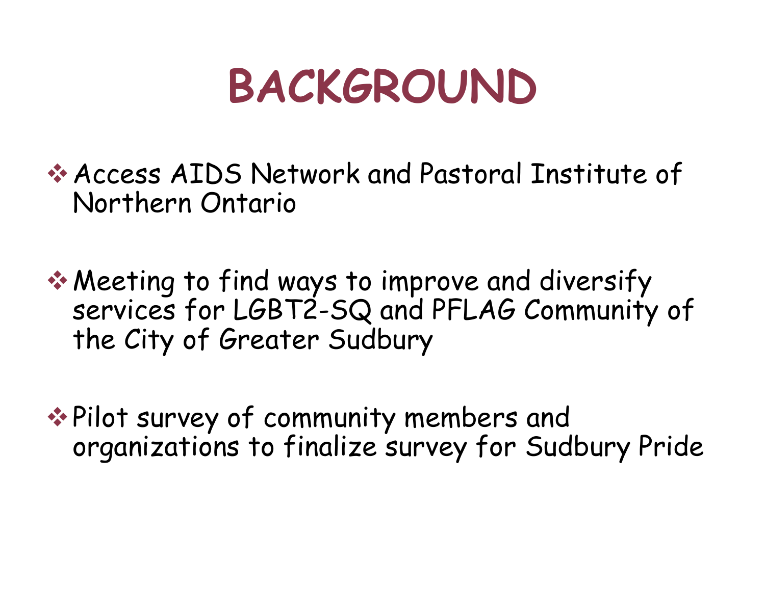# BACKGROUND

- Access AIDS Network and Pastoral Institute of Northern Ontario

- Meeting to find ways to improve and diversify services for LGBT2-SQ and PFLAG Community of the City of Greater Sudbury

- Pilot survey of community members and organizations to finalize survey for Sudbury Pride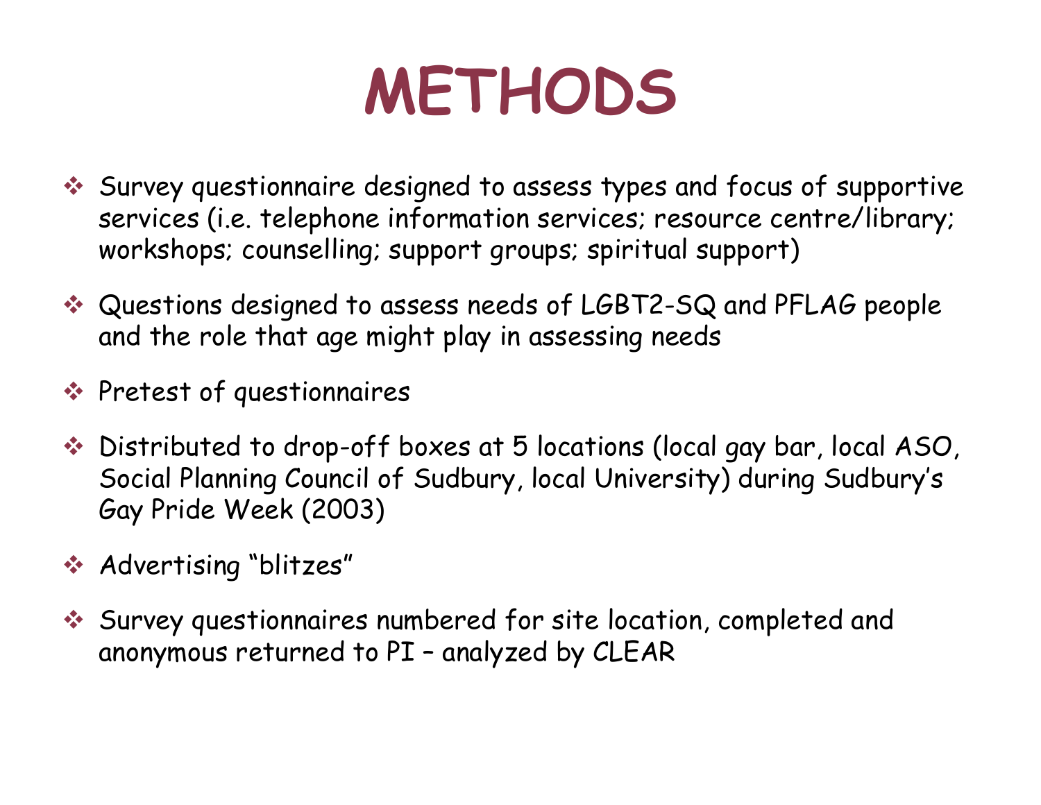# METHODS

- Survey questionnaire designed to assess types and focus of supportive services (i.e. telephone information services; resource centre/library; workshops; counselling; support groups; spiritual support)
- Questions designed to assess needs of LGBT2-SQ and PFLAG people and the role that age might play in assessing needs
- Pretest of questionnaires
- Distributed to drop-off boxes at 5 locations (local gay bar, local ASO, Social Planning Council of Sudbury, local University) during Sudbury's Gay Pride Week (2003)
- Advertising "blitzes"
- Survey questionnaires numbered for site location, completed and anonymous returned to PI – analyzed by CLEAR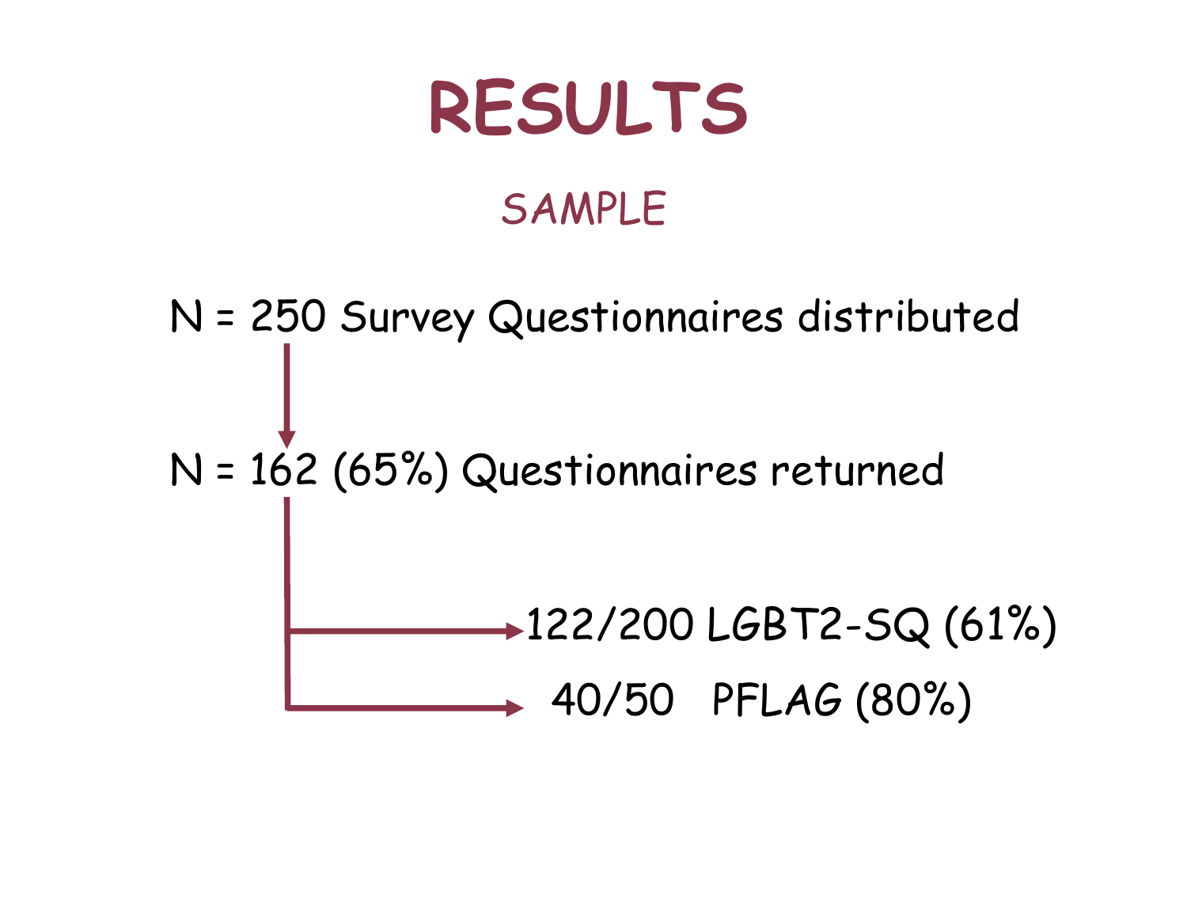# RESULTS

## SAMPLE

N = 250 Survey Questionnaires distributed

N = 162 (65%) Questionnaires returned

- 122/200 LGBT2-SQ (61%)
- 40/50 PFLAG (80%)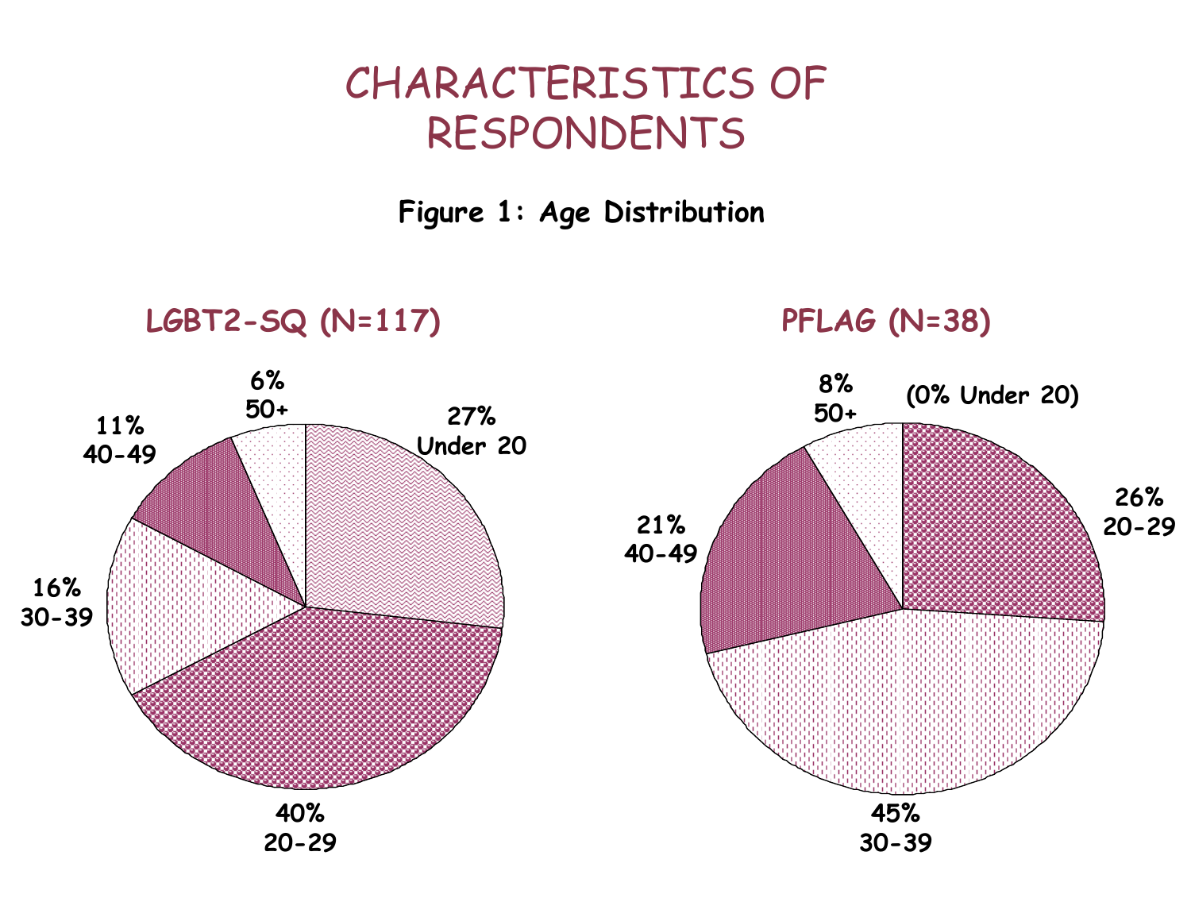# CHARACTERISTICS OF RESPONDENTS

**Figure 1: Age Distribution**

**LGBT2-SQ (N=117)**

27% Under 20

40% 20-29

16% 30-39

11% 40-49

6% 50+

**PFLAG (N=38)**

(0% Under 20)

26% 20-29

45% 30-39

21% 40-49

8% 50+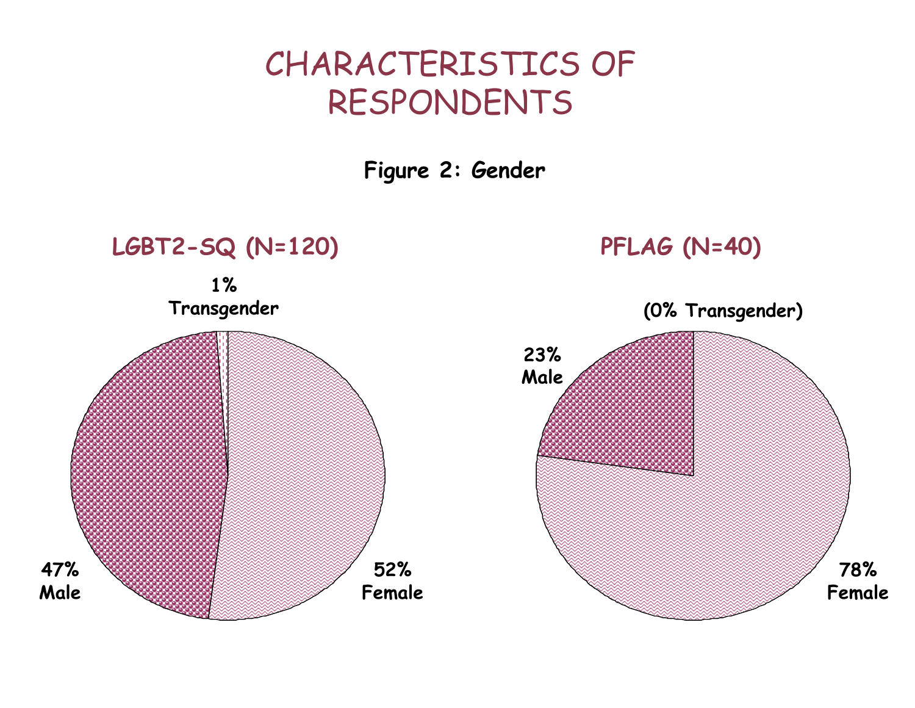# CHARACTERISTICS OF RESPONDENTS

**Figure 2: Gender**

**LGBT2-SQ (N=120)**

1% Transgender

47% Male

52% Female

**PFLAG (N=40)**

(0% Transgender)

23% Male

78% Female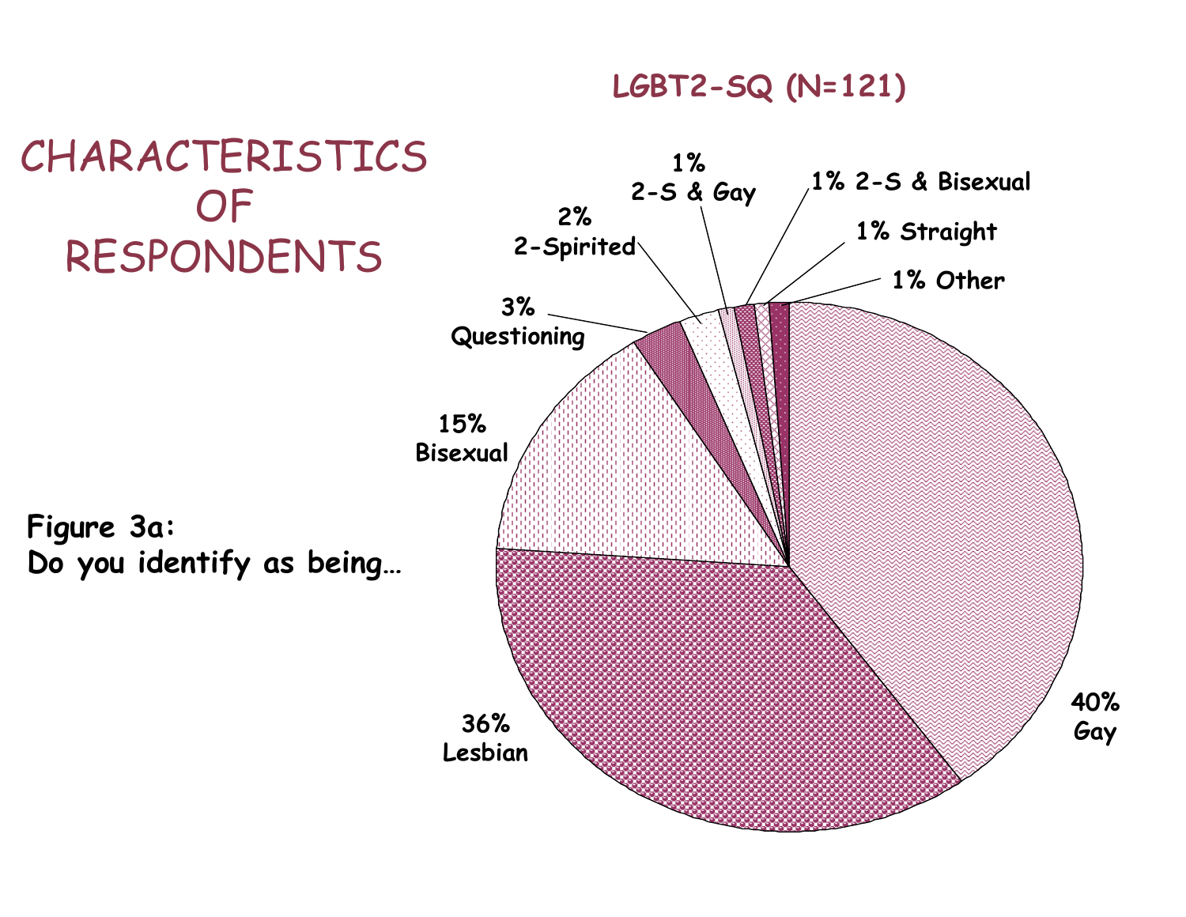# CHARACTERISTICS OF RESPONDENTS

Figure 3a:
Do you identify as being…

LGBT2-SQ (N=121)

| Identity | Percentage |
|---|---|
| Gay | 40% |
| Lesbian | 36% |
| Bisexual | 15% |
| Questioning | 3% |
| 2-Spirited | 2% |
| 2-S & Gay | 1% |
| 2-S & Bisexual | 1% |
| Straight | 1% |
| Other | 1% |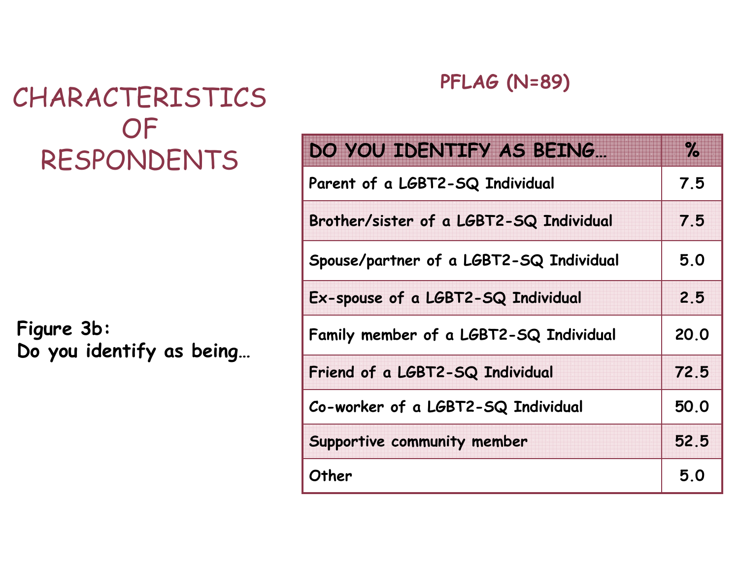# CHARACTERISTICS OF RESPONDENTS

Figure 3b:
Do you identify as being…

## PFLAG (N=89)

| DO YOU IDENTIFY AS BEING… | % |
|---|---|
| Parent of a LGBT2-SQ Individual | 7.5 |
| Brother/sister of a LGBT2-SQ Individual | 7.5 |
| Spouse/partner of a LGBT2-SQ Individual | 5.0 |
| Ex-spouse of a LGBT2-SQ Individual | 2.5 |
| Family member of a LGBT2-SQ Individual | 20.0 |
| Friend of a LGBT2-SQ Individual | 72.5 |
| Co-worker of a LGBT2-SQ Individual | 50.0 |
| Supportive community member | 52.5 |
| Other | 5.0 |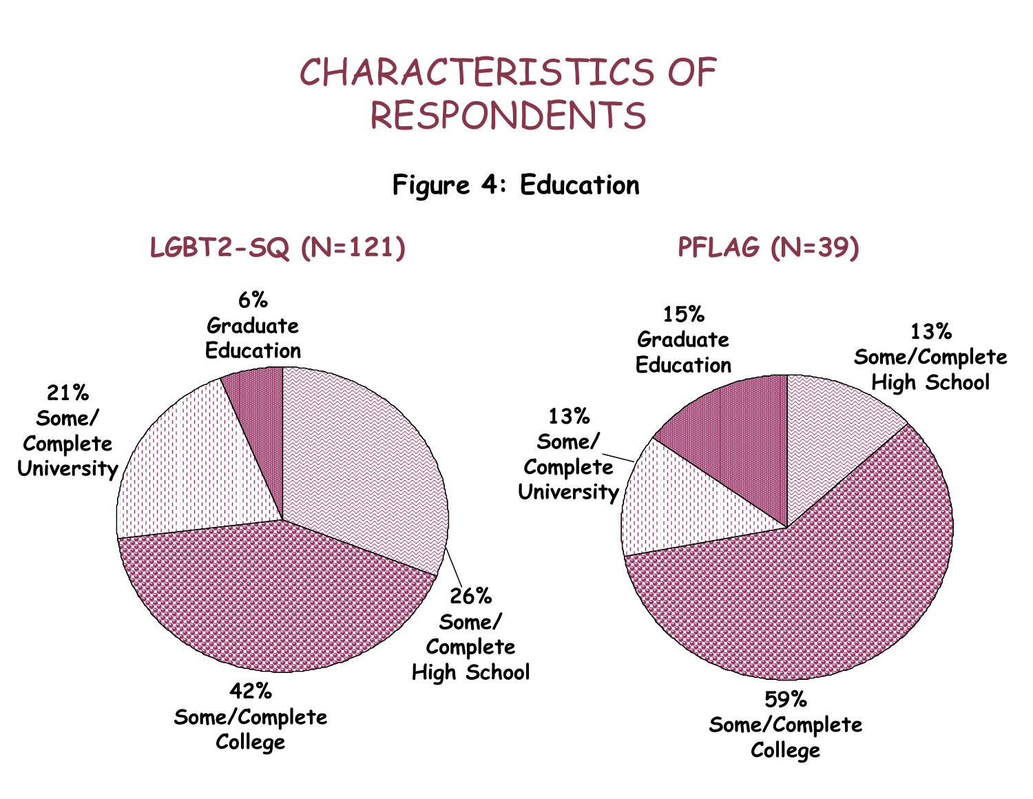# CHARACTERISTICS OF RESPONDENTS

**Figure 4: Education**

## LGBT2-SQ (N=121)

- 6% Graduate Education
- 21% Some/Complete University
- 42% Some/Complete College
- 26% Some/Complete High School

## PFLAG (N=39)

- 15% Graduate Education
- 13% Some/Complete High School
- 13% Some/Complete University
- 59% Some/Complete College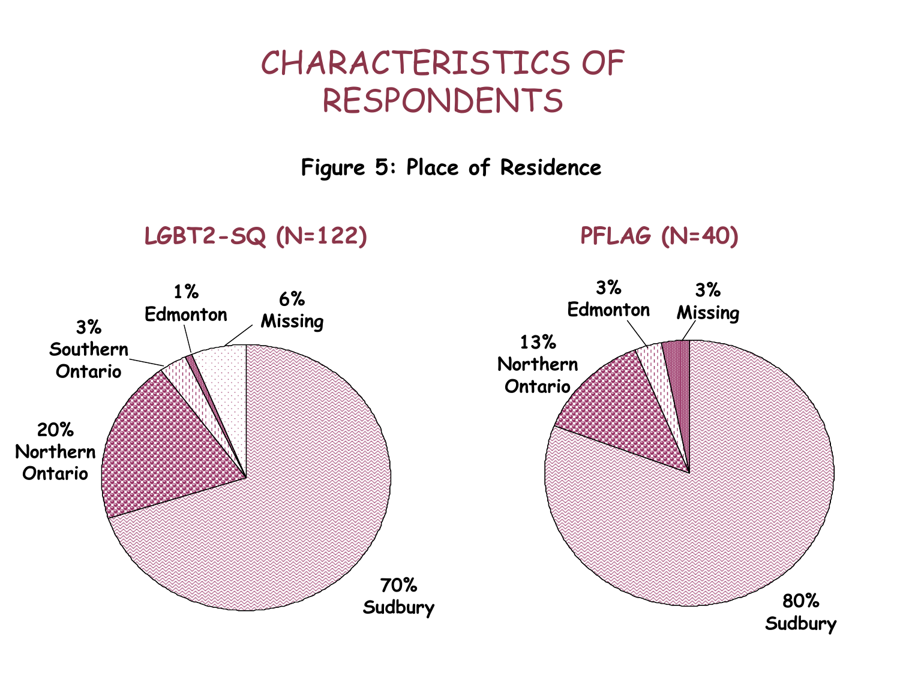# CHARACTERISTICS OF RESPONDENTS

**Figure 5: Place of Residence**

**LGBT2-SQ (N=122)**

- 70% Sudbury
- 20% Northern Ontario
- 3% Southern Ontario
- 1% Edmonton
- 6% Missing

**PFLAG (N=40)**

- 80% Sudbury
- 13% Northern Ontario
- 3% Edmonton
- 3% Missing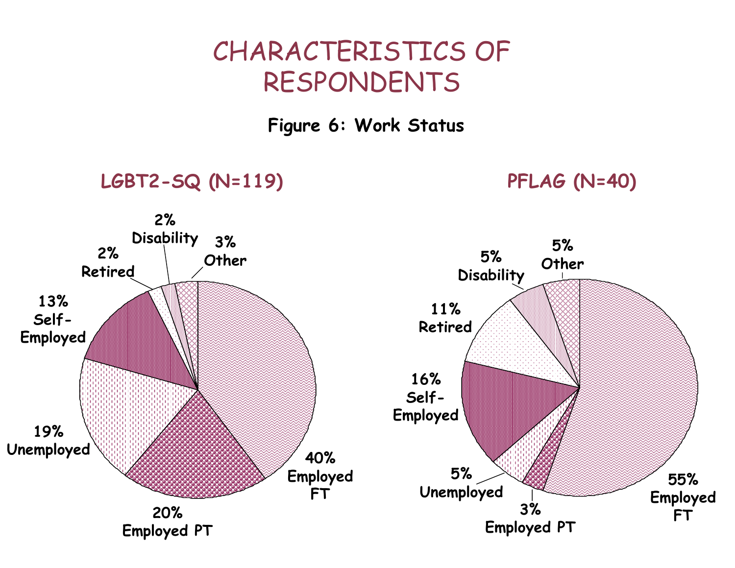# CHARACTERISTICS OF RESPONDENTS

**Figure 6: Work Status**

## LGBT2-SQ (N=119)

- 40% Employed FT
- 20% Employed PT
- 19% Unemployed
- 13% Self-Employed
- 2% Retired
- 2% Disability
- 3% Other

## PFLAG (N=40)

- 55% Employed FT
- 3% Employed PT
- 5% Unemployed
- 16% Self-Employed
- 11% Retired
- 5% Disability
- 5% Other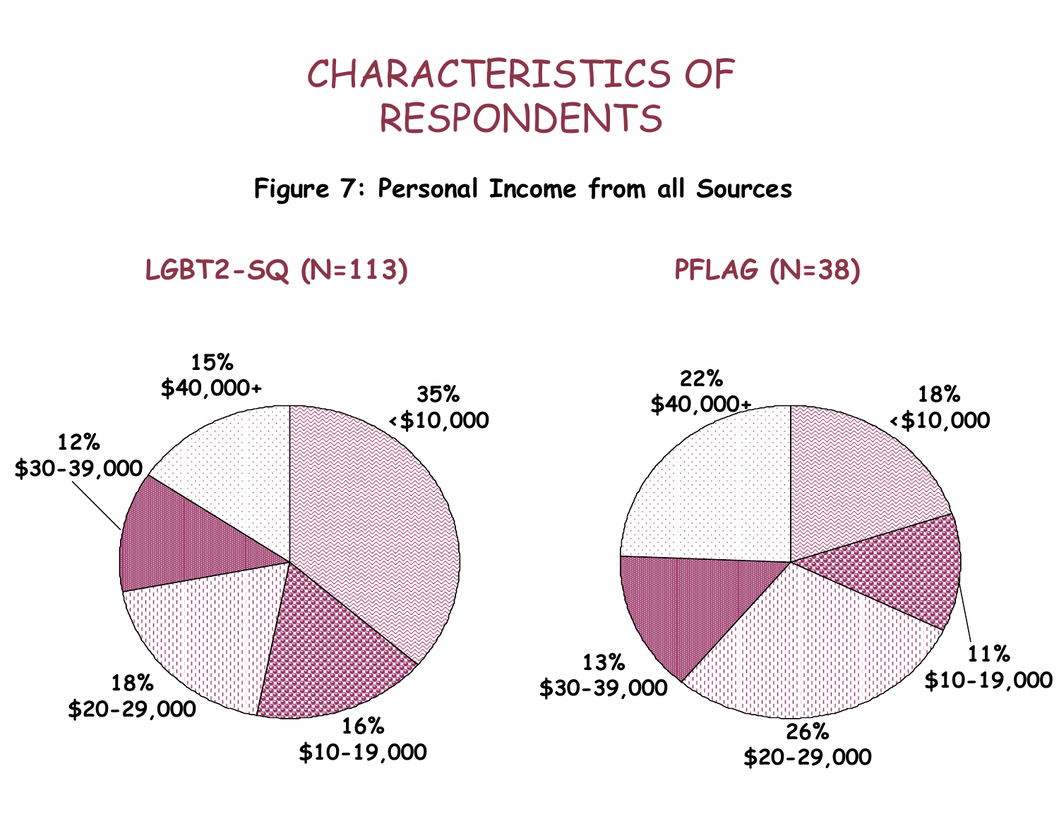# CHARACTERISTICS OF RESPONDENTS

**Figure 7: Personal Income from all Sources**

## LGBT2-SQ (N=113)

| Income | Percent |
|---|---|
| <$10,000 | 35% |
| $10-19,000 | 16% |
| $20-29,000 | 18% |
| $30-39,000 | 12% |
| $40,000+ | 15% |

## PFLAG (N=38)

| Income | Percent |
|---|---|
| <$10,000 | 18% |
| $10-19,000 | 11% |
| $20-29,000 | 26% |
| $30-39,000 | 13% |
| $40,000+ | 22% |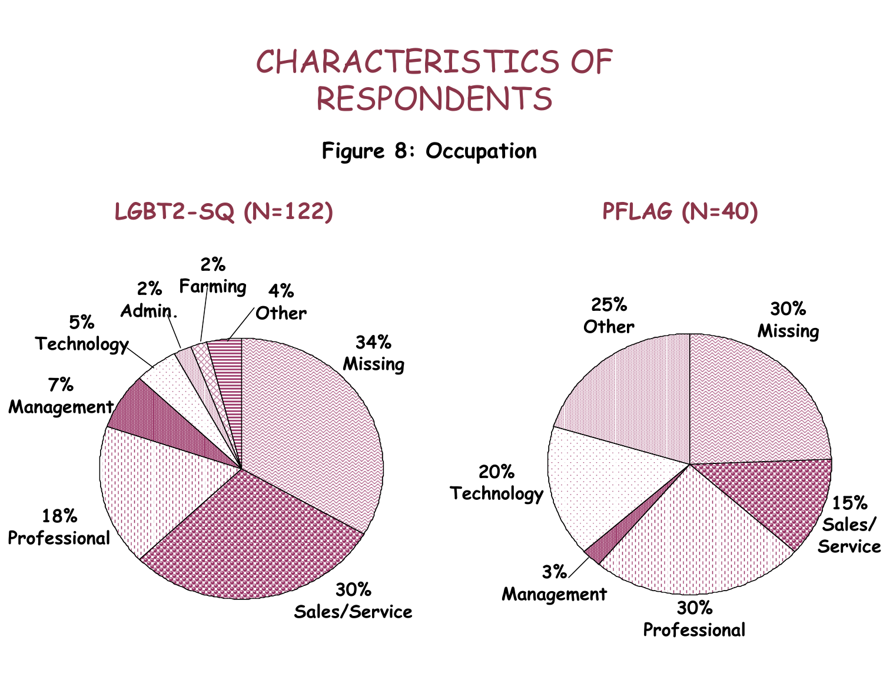# CHARACTERISTICS OF RESPONDENTS

**Figure 8: Occupation**

## LGBT2-SQ (N=122)

| Occupation | % |
|---|---|
| Missing | 34% |
| Sales/Service | 30% |
| Professional | 18% |
| Management | 7% |
| Technology | 5% |
| Admin. | 2% |
| Farming | 2% |
| Other | 4% |

## PFLAG (N=40)

| Occupation | % |
|---|---|
| Missing | 30% |
| Sales/Service | 15% |
| Professional | 30% |
| Management | 3% |
| Technology | 20% |
| Other | 25% |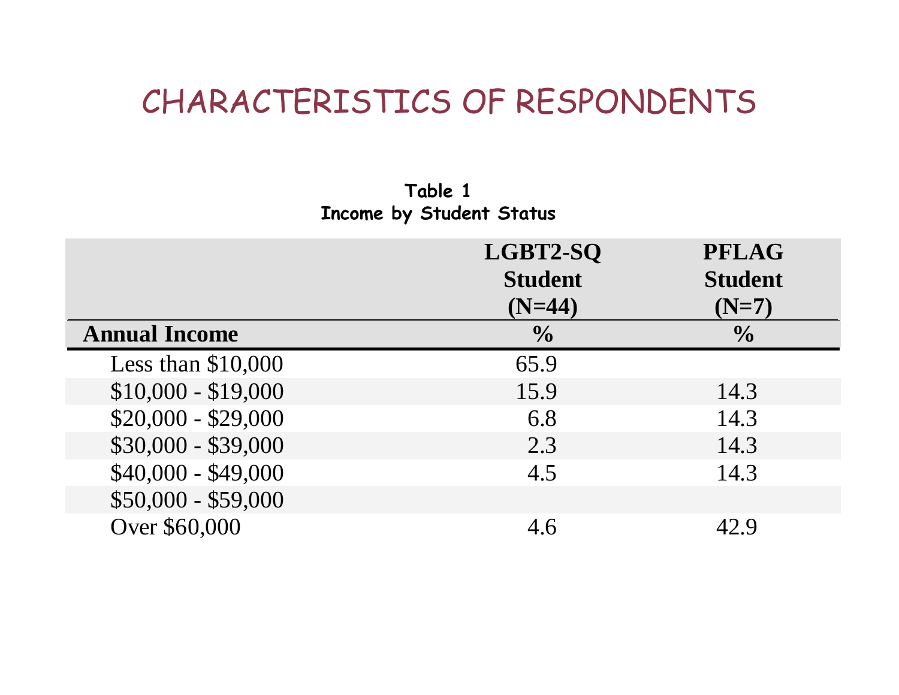# CHARACTERISTICS OF RESPONDENTS

**Table 1**
**Income by Student Status**

| | LGBT2-SQ Student (N=44) | PFLAG Student (N=7) |
|---|---|---|
| **Annual Income** | **%** | **%** |
| Less than $10,000 | 65.9 | |
| $10,000 - $19,000 | 15.9 | 14.3 |
| $20,000 - $29,000 | 6.8 | 14.3 |
| $30,000 - $39,000 | 2.3 | 14.3 |
| $40,000 - $49,000 | 4.5 | 14.3 |
| $50,000 - $59,000 | | |
| Over $60,000 | 4.6 | 42.9 |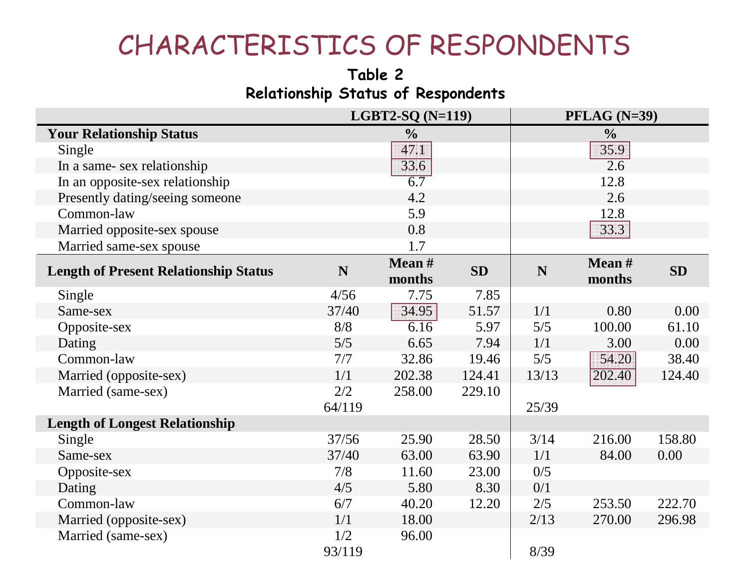# CHARACTERISTICS OF RESPONDENTS

**Table 2**
**Relationship Status of Respondents**

| | LGBT2-SQ (N=119) | | | PFLAG (N=39) | | |
|---|---|---|---|---|---|---|
| **Your Relationship Status** | | **%** | | | **%** | |
| Single | | 47.1 | | | 35.9 | |
| In a same- sex relationship | | 33.6 | | | 2.6 | |
| In an opposite-sex relationship | | 6.7 | | | 12.8 | |
| Presently dating/seeing someone | | 4.2 | | | 2.6 | |
| Common-law | | 5.9 | | | 12.8 | |
| Married opposite-sex spouse | | 0.8 | | | 33.3 | |
| Married same-sex spouse | | 1.7 | | | | |
| **Length of Present Relationship Status** | **N** | **Mean # months** | **SD** | **N** | **Mean # months** | **SD** |
| Single | 4/56 | 7.75 | 7.85 | | | |
| Same-sex | 37/40 | 34.95 | 51.57 | 1/1 | 0.80 | 0.00 |
| Opposite-sex | 8/8 | 6.16 | 5.97 | 5/5 | 100.00 | 61.10 |
| Dating | 5/5 | 6.65 | 7.94 | 1/1 | 3.00 | 0.00 |
| Common-law | 7/7 | 32.86 | 19.46 | 5/5 | 54.20 | 38.40 |
| Married (opposite-sex) | 1/1 | 202.38 | 124.41 | 13/13 | 202.40 | 124.40 |
| Married (same-sex) | 2/2 | 258.00 | 229.10 | | | |
| | 64/119 | | | 25/39 | | |
| **Length of Longest Relationship** | | | | | | |
| Single | 37/56 | 25.90 | 28.50 | 3/14 | 216.00 | 158.80 |
| Same-sex | 37/40 | 63.00 | 63.90 | 1/1 | 84.00 | 0.00 |
| Opposite-sex | 7/8 | 11.60 | 23.00 | 0/5 | | |
| Dating | 4/5 | 5.80 | 8.30 | 0/1 | | |
| Common-law | 6/7 | 40.20 | 12.20 | 2/5 | 253.50 | 222.70 |
| Married (opposite-sex) | 1/1 | 18.00 | | 2/13 | 270.00 | 296.98 |
| Married (same-sex) | 1/2 | 96.00 | | | | |
| | 93/119 | | | 8/39 | | |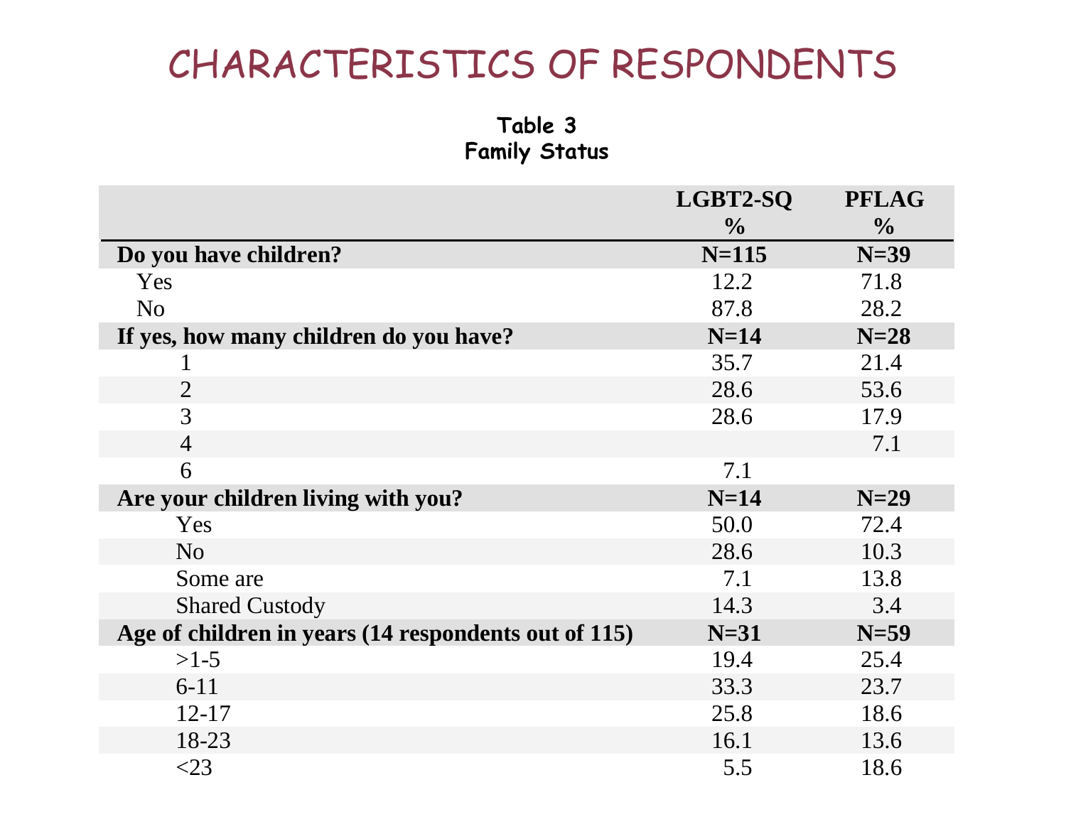# CHARACTERISTICS OF RESPONDENTS

**Table 3**
**Family Status**

| | LGBT2-SQ % | PFLAG % |
|---|---|---|
| **Do you have children?** | **N=115** | **N=39** |
| Yes | 12.2 | 71.8 |
| No | 87.8 | 28.2 |
| **If yes, how many children do you have?** | **N=14** | **N=28** |
| 1 | 35.7 | 21.4 |
| 2 | 28.6 | 53.6 |
| 3 | 28.6 | 17.9 |
| 4 | | 7.1 |
| 6 | 7.1 | |
| **Are your children living with you?** | **N=14** | **N=29** |
| Yes | 50.0 | 72.4 |
| No | 28.6 | 10.3 |
| Some are | 7.1 | 13.8 |
| Shared Custody | 14.3 | 3.4 |
| **Age of children in years (14 respondents out of 115)** | **N=31** | **N=59** |
| >1-5 | 19.4 | 25.4 |
| 6-11 | 33.3 | 23.7 |
| 12-17 | 25.8 | 18.6 |
| 18-23 | 16.1 | 13.6 |
| <23 | 5.5 | 18.6 |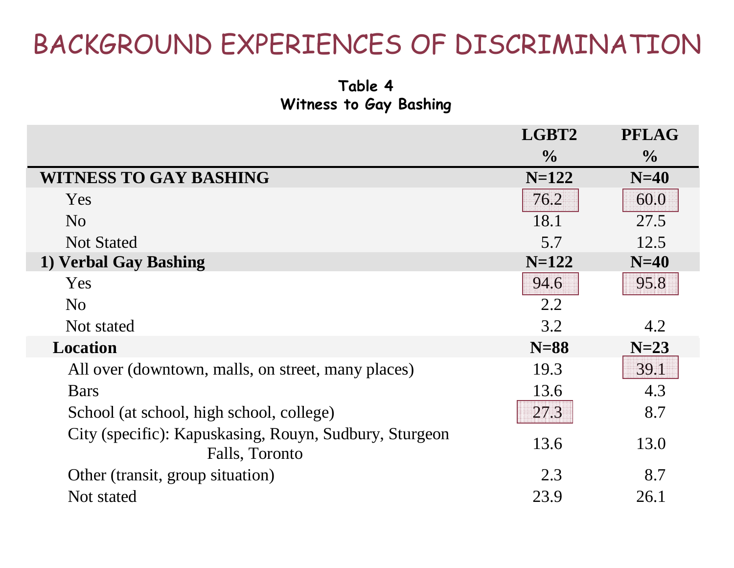# BACKGROUND EXPERIENCES OF DISCRIMINATION

**Table 4**
**Witness to Gay Bashing**

| | LGBT2 % | PFLAG % |
|---|---|---|
| **WITNESS TO GAY BASHING** | **N=122** | **N=40** |
| Yes | 76.2 | 60.0 |
| No | 18.1 | 27.5 |
| Not Stated | 5.7 | 12.5 |
| **1) Verbal Gay Bashing** | **N=122** | **N=40** |
| Yes | 94.6 | 95.8 |
| No | 2.2 | |
| Not stated | 3.2 | 4.2 |
| **Location** | **N=88** | **N=23** |
| All over (downtown, malls, on street, many places) | 19.3 | 39.1 |
| Bars | 13.6 | 4.3 |
| School (at school, high school, college) | 27.3 | 8.7 |
| City (specific): Kapuskasing, Rouyn, Sudbury, Sturgeon Falls, Toronto | 13.6 | 13.0 |
| Other (transit, group situation) | 2.3 | 8.7 |
| Not stated | 23.9 | 26.1 |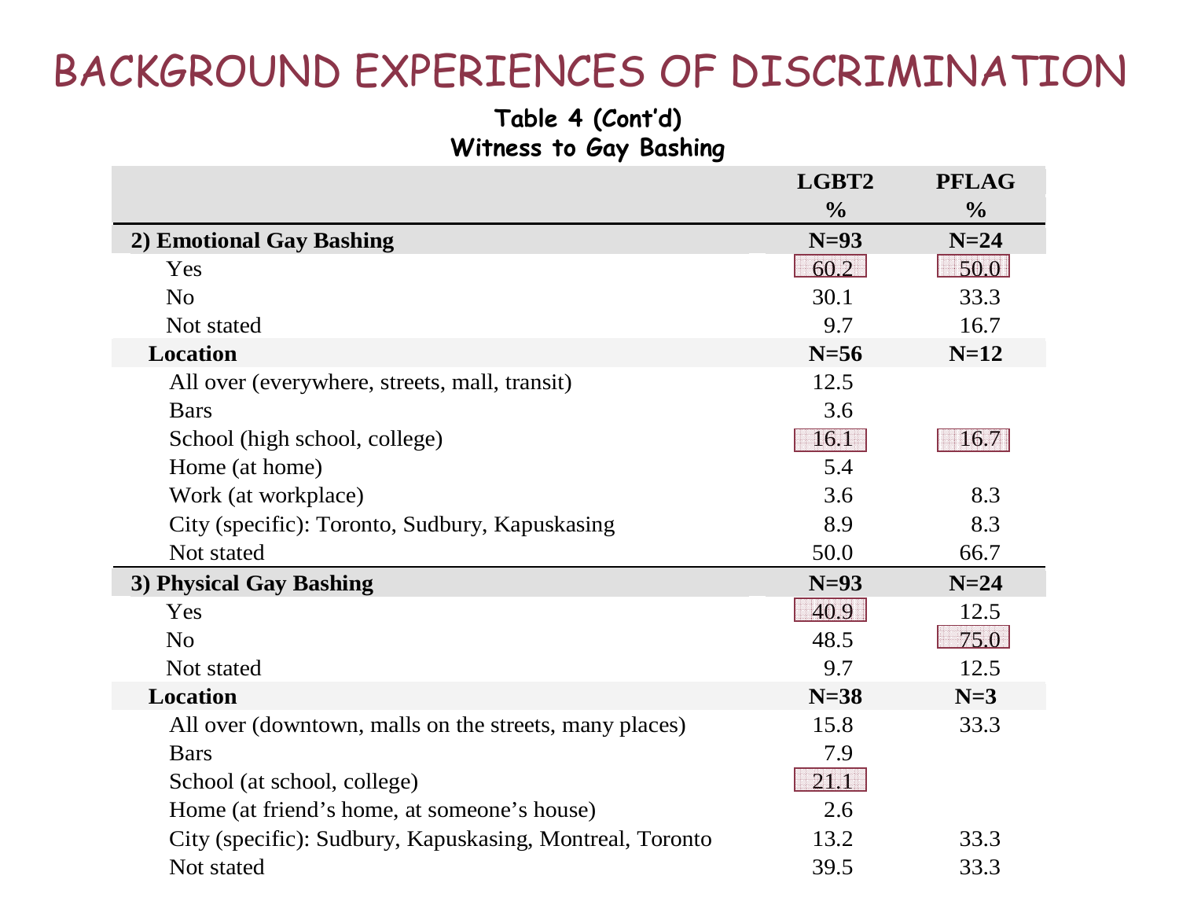# BACKGROUND EXPERIENCES OF DISCRIMINATION

**Table 4 (Cont'd)**
**Witness to Gay Bashing**

| | LGBT2 % | PFLAG % |
|---|---|---|
| **2) Emotional Gay Bashing** | **N=93** | **N=24** |
| Yes | 60.2 | 50.0 |
| No | 30.1 | 33.3 |
| Not stated | 9.7 | 16.7 |
| **Location** | **N=56** | **N=12** |
| All over (everywhere, streets, mall, transit) | 12.5 | |
| Bars | 3.6 | |
| School (high school, college) | 16.1 | 16.7 |
| Home (at home) | 5.4 | |
| Work (at workplace) | 3.6 | 8.3 |
| City (specific): Toronto, Sudbury, Kapuskasing | 8.9 | 8.3 |
| Not stated | 50.0 | 66.7 |
| **3) Physical Gay Bashing** | **N=93** | **N=24** |
| Yes | 40.9 | 12.5 |
| No | 48.5 | 75.0 |
| Not stated | 9.7 | 12.5 |
| **Location** | **N=38** | **N=3** |
| All over (downtown, malls on the streets, many places) | 15.8 | 33.3 |
| Bars | 7.9 | |
| School (at school, college) | 21.1 | |
| Home (at friend's home, at someone's house) | 2.6 | |
| City (specific): Sudbury, Kapuskasing, Montreal, Toronto | 13.2 | 33.3 |
| Not stated | 39.5 | 33.3 |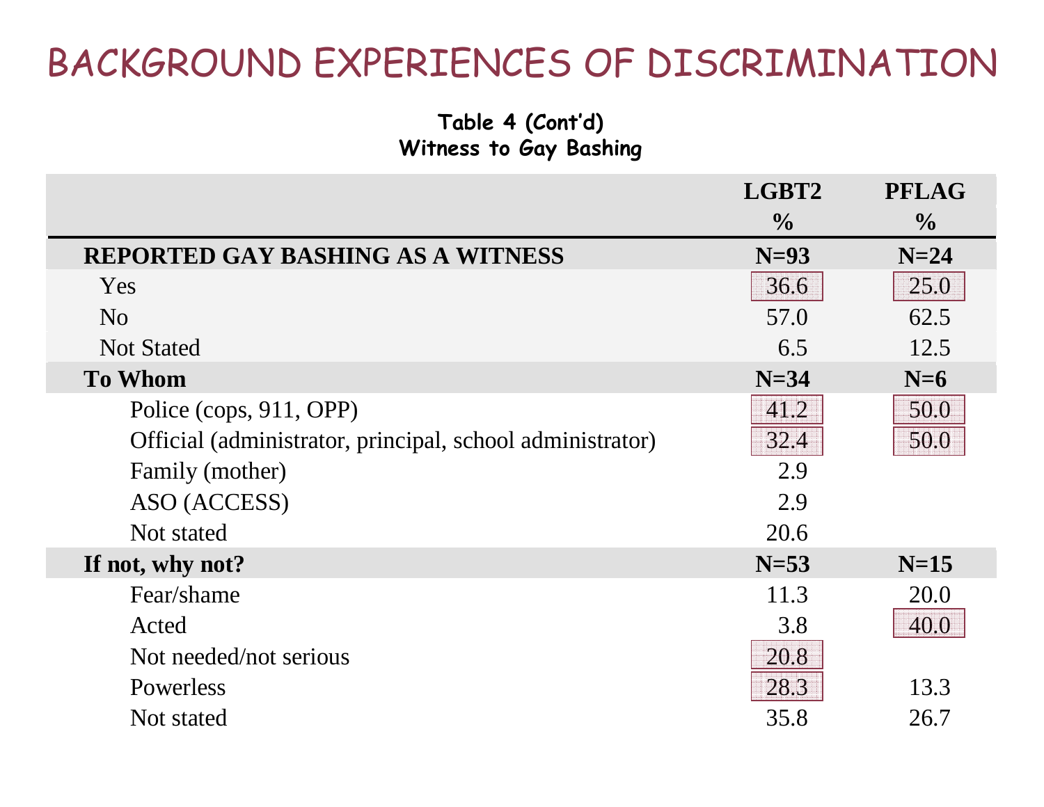# BACKGROUND EXPERIENCES OF DISCRIMINATION

**Table 4 (Cont'd)**
**Witness to Gay Bashing**

| | LGBT2 % | PFLAG % |
|---|---|---|
| **REPORTED GAY BASHING AS A WITNESS** | **N=93** | **N=24** |
| Yes | 36.6 | 25.0 |
| No | 57.0 | 62.5 |
| Not Stated | 6.5 | 12.5 |
| **To Whom** | **N=34** | **N=6** |
| Police (cops, 911, OPP) | 41.2 | 50.0 |
| Official (administrator, principal, school administrator) | 32.4 | 50.0 |
| Family (mother) | 2.9 | |
| ASO (ACCESS) | 2.9 | |
| Not stated | 20.6 | |
| **If not, why not?** | **N=53** | **N=15** |
| Fear/shame | 11.3 | 20.0 |
| Acted | 3.8 | 40.0 |
| Not needed/not serious | 20.8 | |
| Powerless | 28.3 | 13.3 |
| Not stated | 35.8 | 26.7 |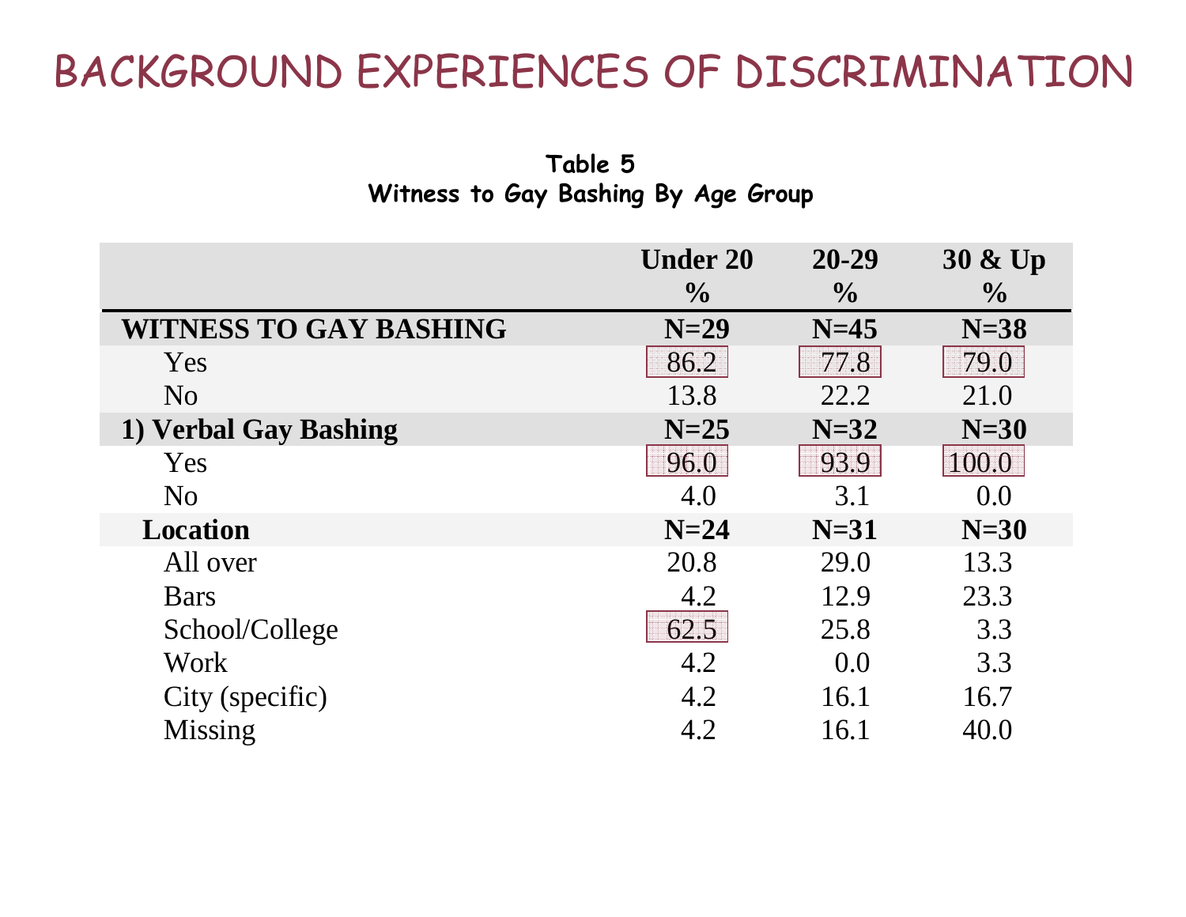# BACKGROUND EXPERIENCES OF DISCRIMINATION

**Table 5**
**Witness to Gay Bashing By Age Group**

| | Under 20 % | 20-29 % | 30 & Up % |
|---|---|---|---|
| **WITNESS TO GAY BASHING** | **N=29** | **N=45** | **N=38** |
| Yes | 86.2 | 77.8 | 79.0 |
| No | 13.8 | 22.2 | 21.0 |
| **1) Verbal Gay Bashing** | **N=25** | **N=32** | **N=30** |
| Yes | 96.0 | 93.9 | 100.0 |
| No | 4.0 | 3.1 | 0.0 |
| **Location** | **N=24** | **N=31** | **N=30** |
| All over | 20.8 | 29.0 | 13.3 |
| Bars | 4.2 | 12.9 | 23.3 |
| School/College | 62.5 | 25.8 | 3.3 |
| Work | 4.2 | 0.0 | 3.3 |
| City (specific) | 4.2 | 16.1 | 16.7 |
| Missing | 4.2 | 16.1 | 40.0 |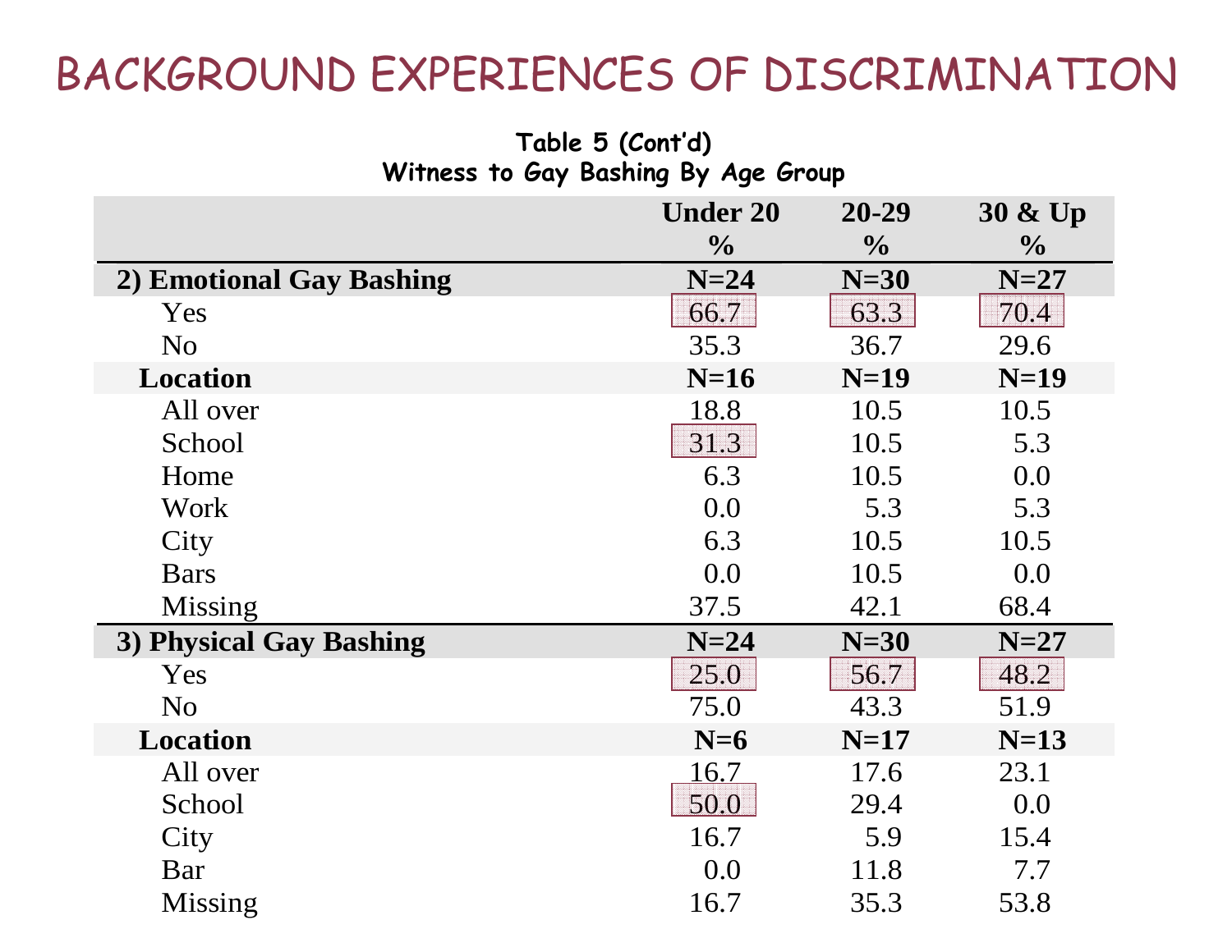# BACKGROUND EXPERIENCES OF DISCRIMINATION

**Table 5 (Cont'd)**
**Witness to Gay Bashing By Age Group**

| | Under 20 % | 20-29 % | 30 & Up % |
|---|---|---|---|
| **2) Emotional Gay Bashing** | **N=24** | **N=30** | **N=27** |
| Yes | 66.7 | 63.3 | 70.4 |
| No | 35.3 | 36.7 | 29.6 |
| **Location** | **N=16** | **N=19** | **N=19** |
| All over | 18.8 | 10.5 | 10.5 |
| School | 31.3 | 10.5 | 5.3 |
| Home | 6.3 | 10.5 | 0.0 |
| Work | 0.0 | 5.3 | 5.3 |
| City | 6.3 | 10.5 | 10.5 |
| Bars | 0.0 | 10.5 | 0.0 |
| Missing | 37.5 | 42.1 | 68.4 |
| **3) Physical Gay Bashing** | **N=24** | **N=30** | **N=27** |
| Yes | 25.0 | 56.7 | 48.2 |
| No | 75.0 | 43.3 | 51.9 |
| **Location** | **N=6** | **N=17** | **N=13** |
| All over | 16.7 | 17.6 | 23.1 |
| School | 50.0 | 29.4 | 0.0 |
| City | 16.7 | 5.9 | 15.4 |
| Bar | 0.0 | 11.8 | 7.7 |
| Missing | 16.7 | 35.3 | 53.8 |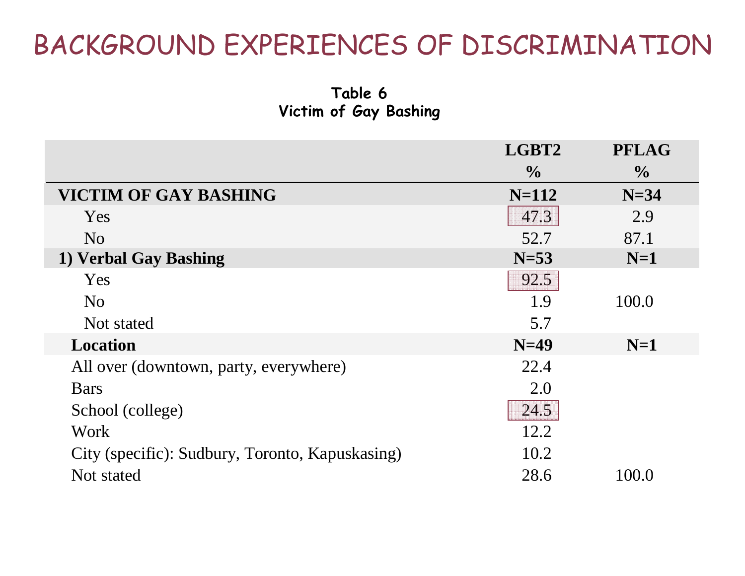# BACKGROUND EXPERIENCES OF DISCRIMINATION

**Table 6**
**Victim of Gay Bashing**

| | LGBT2 % | PFLAG % |
|---|---|---|
| **VICTIM OF GAY BASHING** | **N=112** | **N=34** |
| Yes | 47.3 | 2.9 |
| No | 52.7 | 87.1 |
| **1) Verbal Gay Bashing** | **N=53** | **N=1** |
| Yes | 92.5 | |
| No | 1.9 | 100.0 |
| Not stated | 5.7 | |
| **Location** | **N=49** | **N=1** |
| All over (downtown, party, everywhere) | 22.4 | |
| Bars | 2.0 | |
| School (college) | 24.5 | |
| Work | 12.2 | |
| City (specific): Sudbury, Toronto, Kapuskasing) | 10.2 | |
| Not stated | 28.6 | 100.0 |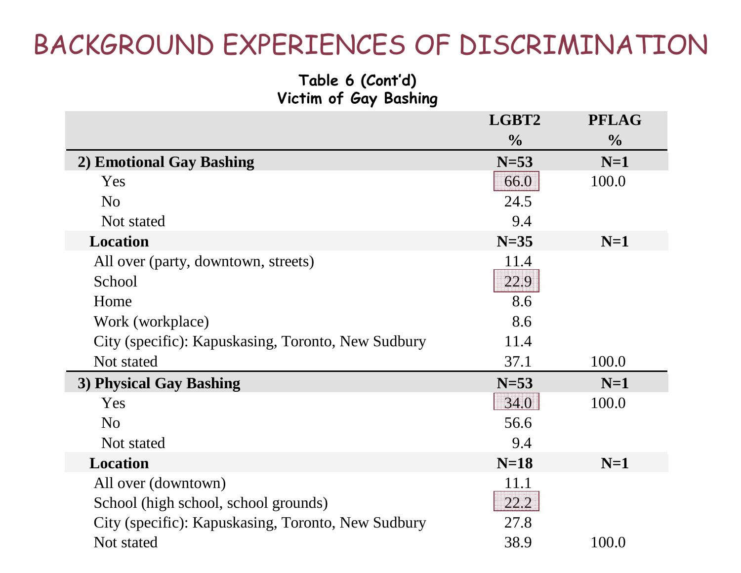# BACKGROUND EXPERIENCES OF DISCRIMINATION

**Table 6 (Cont'd)**
**Victim of Gay Bashing**

| | LGBT2 % | PFLAG % |
|---|---|---|
| **2) Emotional Gay Bashing** | **N=53** | **N=1** |
| Yes | 66.0 | 100.0 |
| No | 24.5 | |
| Not stated | 9.4 | |
| **Location** | **N=35** | **N=1** |
| All over (party, downtown, streets) | 11.4 | |
| School | 22.9 | |
| Home | 8.6 | |
| Work (workplace) | 8.6 | |
| City (specific): Kapuskasing, Toronto, New Sudbury | 11.4 | |
| Not stated | 37.1 | 100.0 |
| **3) Physical Gay Bashing** | **N=53** | **N=1** |
| Yes | 34.0 | 100.0 |
| No | 56.6 | |
| Not stated | 9.4 | |
| **Location** | **N=18** | **N=1** |
| All over (downtown) | 11.1 | |
| School (high school, school grounds) | 22.2 | |
| City (specific): Kapuskasing, Toronto, New Sudbury | 27.8 | |
| Not stated | 38.9 | 100.0 |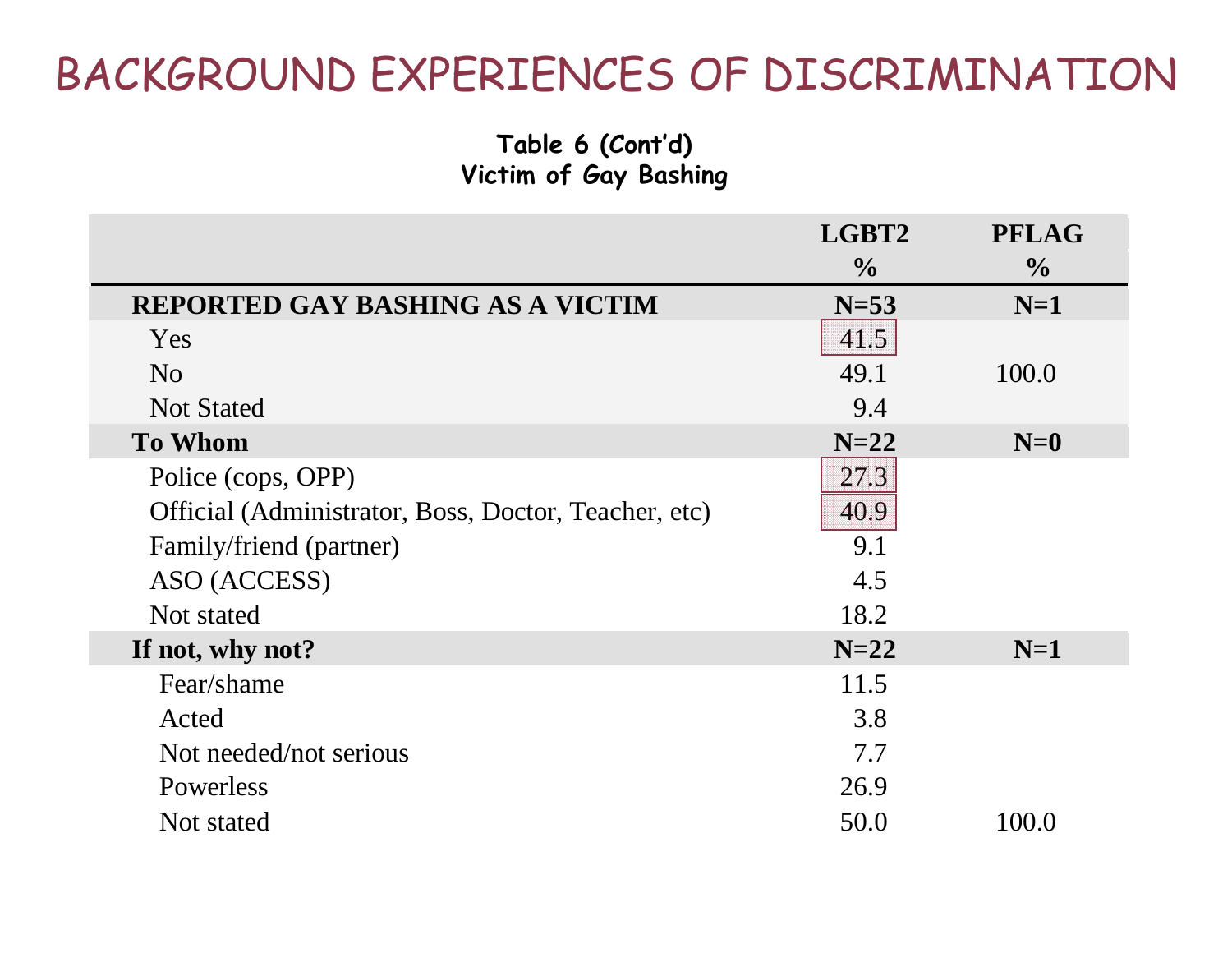# BACKGROUND EXPERIENCES OF DISCRIMINATION

**Table 6 (Cont'd)**
**Victim of Gay Bashing**

| | LGBT2 % | PFLAG % |
|---|---|---|
| **REPORTED GAY BASHING AS A VICTIM** | **N=53** | **N=1** |
| Yes | 41.5 | |
| No | 49.1 | 100.0 |
| Not Stated | 9.4 | |
| **To Whom** | **N=22** | **N=0** |
| Police (cops, OPP) | 27.3 | |
| Official (Administrator, Boss, Doctor, Teacher, etc) | 40.9 | |
| Family/friend (partner) | 9.1 | |
| ASO (ACCESS) | 4.5 | |
| Not stated | 18.2 | |
| **If not, why not?** | **N=22** | **N=1** |
| Fear/shame | 11.5 | |
| Acted | 3.8 | |
| Not needed/not serious | 7.7 | |
| Powerless | 26.9 | |
| Not stated | 50.0 | 100.0 |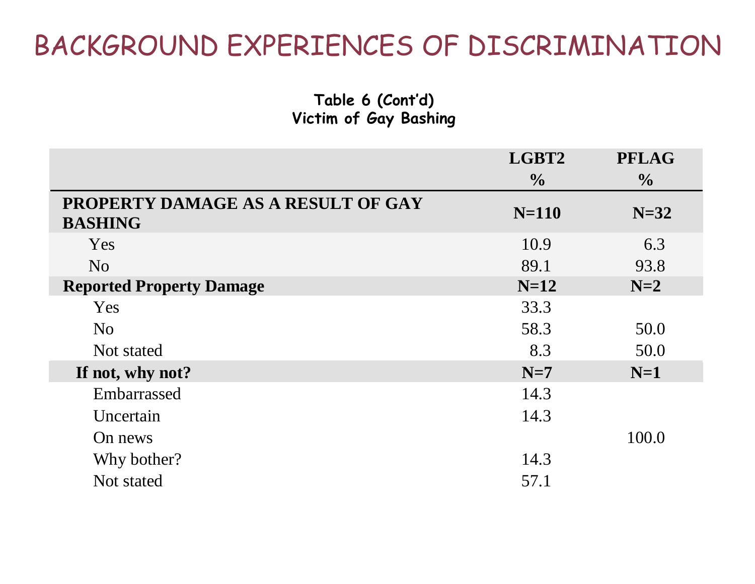# BACKGROUND EXPERIENCES OF DISCRIMINATION

**Table 6 (Cont'd)**
**Victim of Gay Bashing**

| | LGBT2 % | PFLAG % |
|---|---|---|
| **PROPERTY DAMAGE AS A RESULT OF GAY BASHING** | **N=110** | **N=32** |
| Yes | 10.9 | 6.3 |
| No | 89.1 | 93.8 |
| **Reported Property Damage** | **N=12** | **N=2** |
| Yes | 33.3 | |
| No | 58.3 | 50.0 |
| Not stated | 8.3 | 50.0 |
| **If not, why not?** | **N=7** | **N=1** |
| Embarrassed | 14.3 | |
| Uncertain | 14.3 | |
| On news | | 100.0 |
| Why bother? | 14.3 | |
| Not stated | 57.1 | |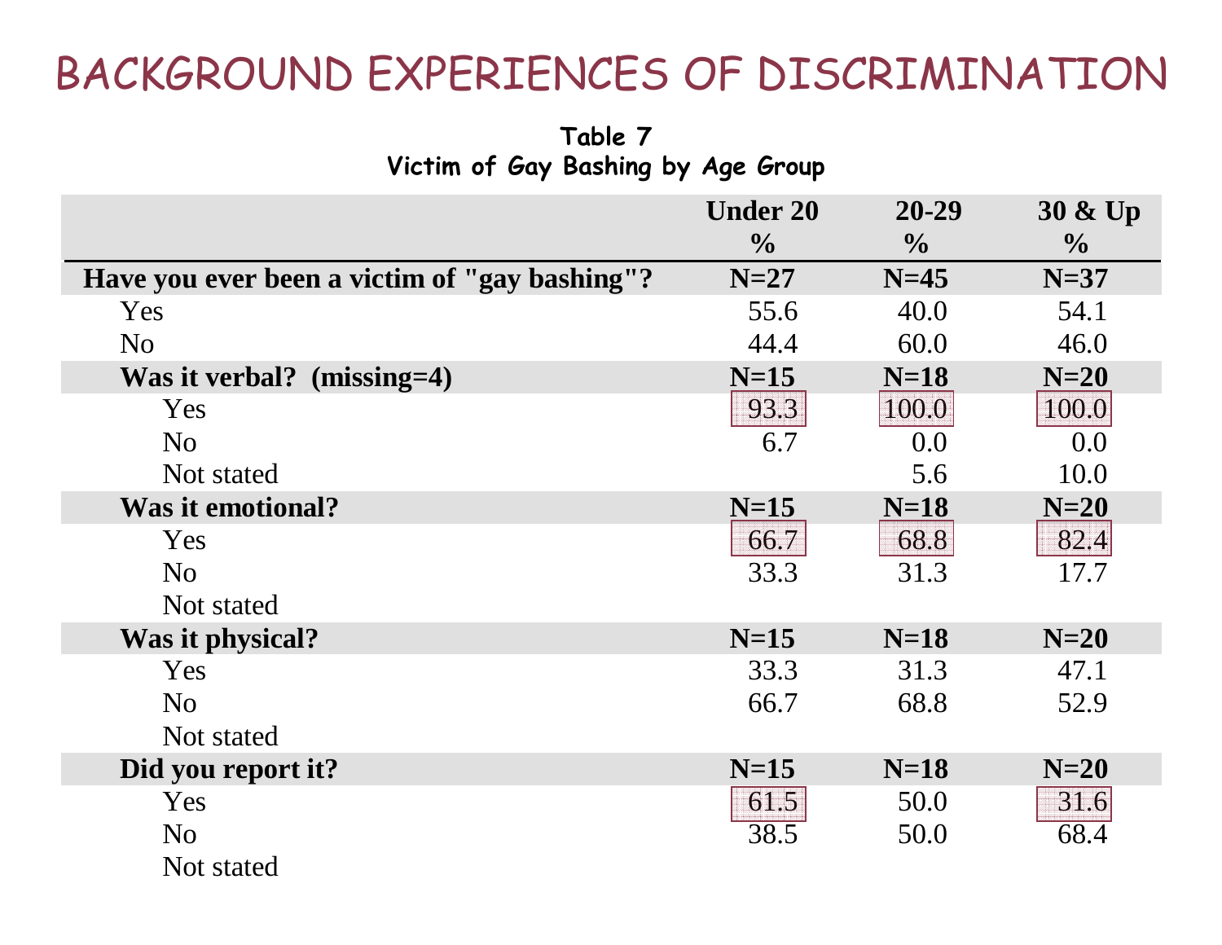# BACKGROUND EXPERIENCES OF DISCRIMINATION

**Table 7**
**Victim of Gay Bashing by Age Group**

| | Under 20 % | 20-29 % | 30 & Up % |
|---|---|---|---|
| **Have you ever been a victim of "gay bashing"?** | **N=27** | **N=45** | **N=37** |
| Yes | 55.6 | 40.0 | 54.1 |
| No | 44.4 | 60.0 | 46.0 |
| **Was it verbal? (missing=4)** | **N=15** | **N=18** | **N=20** |
| Yes | 93.3 | 100.0 | 100.0 |
| No | 6.7 | 0.0 | 0.0 |
| Not stated | | 5.6 | 10.0 |
| **Was it emotional?** | **N=15** | **N=18** | **N=20** |
| Yes | 66.7 | 68.8 | 82.4 |
| No | 33.3 | 31.3 | 17.7 |
| Not stated | | | |
| **Was it physical?** | **N=15** | **N=18** | **N=20** |
| Yes | 33.3 | 31.3 | 47.1 |
| No | 66.7 | 68.8 | 52.9 |
| Not stated | | | |
| **Did you report it?** | **N=15** | **N=18** | **N=20** |
| Yes | 61.5 | 50.0 | 31.6 |
| No | 38.5 | 50.0 | 68.4 |
| Not stated | | | |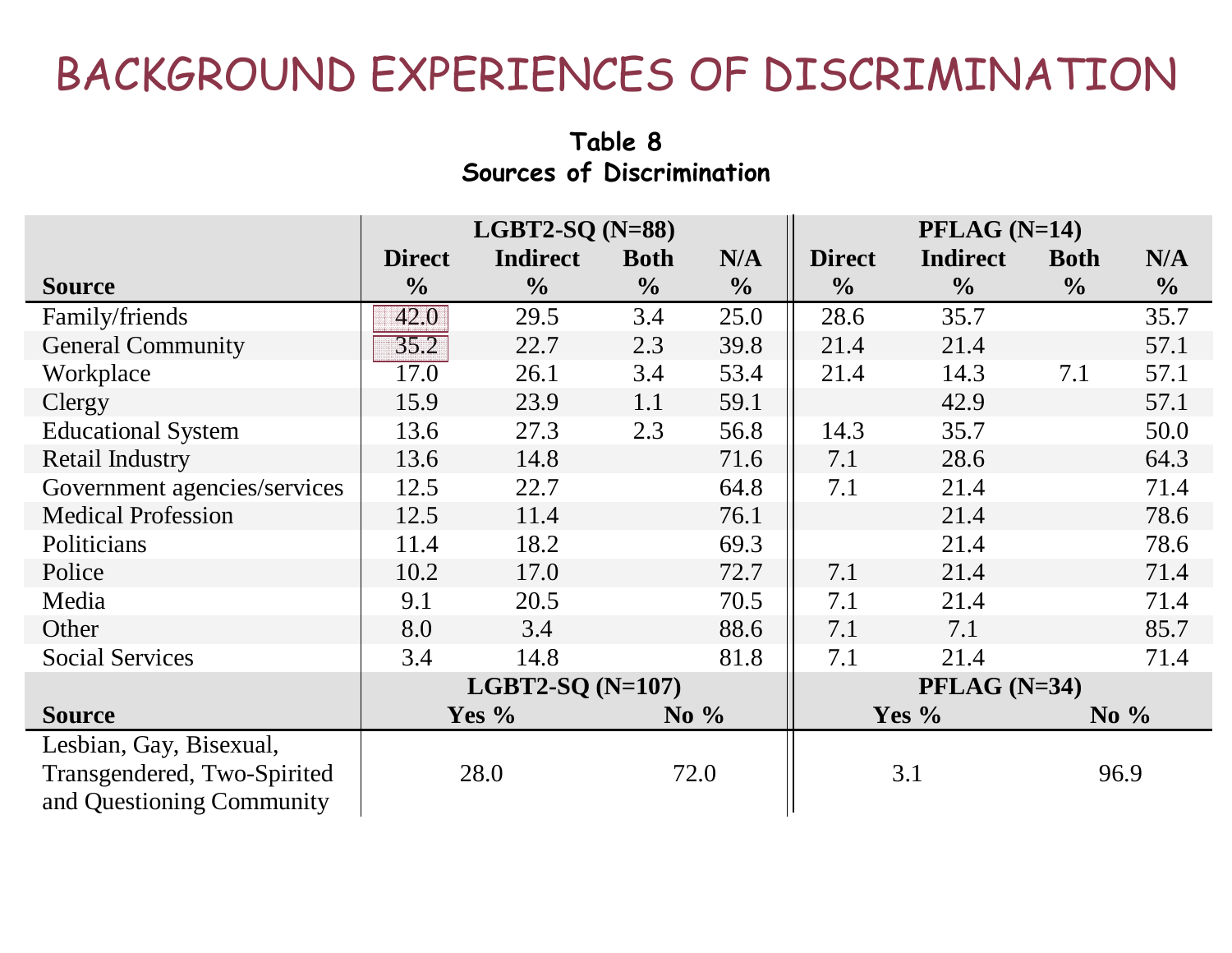# BACKGROUND EXPERIENCES OF DISCRIMINATION

**Table 8**
**Sources of Discrimination**

| Source | LGBT2-SQ (N=88) Direct % | Indirect % | Both % | N/A % | PFLAG (N=14) Direct % | Indirect % | Both % | N/A % |
|---|---|---|---|---|---|---|---|---|
| Family/friends | 42.0 | 29.5 | 3.4 | 25.0 | 28.6 | 35.7 | | 35.7 |
| General Community | 35.2 | 22.7 | 2.3 | 39.8 | 21.4 | 21.4 | | 57.1 |
| Workplace | 17.0 | 26.1 | 3.4 | 53.4 | 21.4 | 14.3 | 7.1 | 57.1 |
| Clergy | 15.9 | 23.9 | 1.1 | 59.1 | | 42.9 | | 57.1 |
| Educational System | 13.6 | 27.3 | 2.3 | 56.8 | 14.3 | 35.7 | | 50.0 |
| Retail Industry | 13.6 | 14.8 | | 71.6 | 7.1 | 28.6 | | 64.3 |
| Government agencies/services | 12.5 | 22.7 | | 64.8 | 7.1 | 21.4 | | 71.4 |
| Medical Profession | 12.5 | 11.4 | | 76.1 | | 21.4 | | 78.6 |
| Politicians | 11.4 | 18.2 | | 69.3 | | 21.4 | | 78.6 |
| Police | 10.2 | 17.0 | | 72.7 | 7.1 | 21.4 | | 71.4 |
| Media | 9.1 | 20.5 | | 70.5 | 7.1 | 21.4 | | 71.4 |
| Other | 8.0 | 3.4 | | 88.6 | 7.1 | 7.1 | | 85.7 |
| Social Services | 3.4 | 14.8 | | 81.8 | 7.1 | 21.4 | | 71.4 |

| Source | LGBT2-SQ (N=107) Yes % | LGBT2-SQ (N=107) No % | PFLAG (N=34) Yes % | PFLAG (N=34) No % |
|---|---|---|---|---|
| Lesbian, Gay, Bisexual, Transgendered, Two-Spirited and Questioning Community | 28.0 | 72.0 | 3.1 | 96.9 |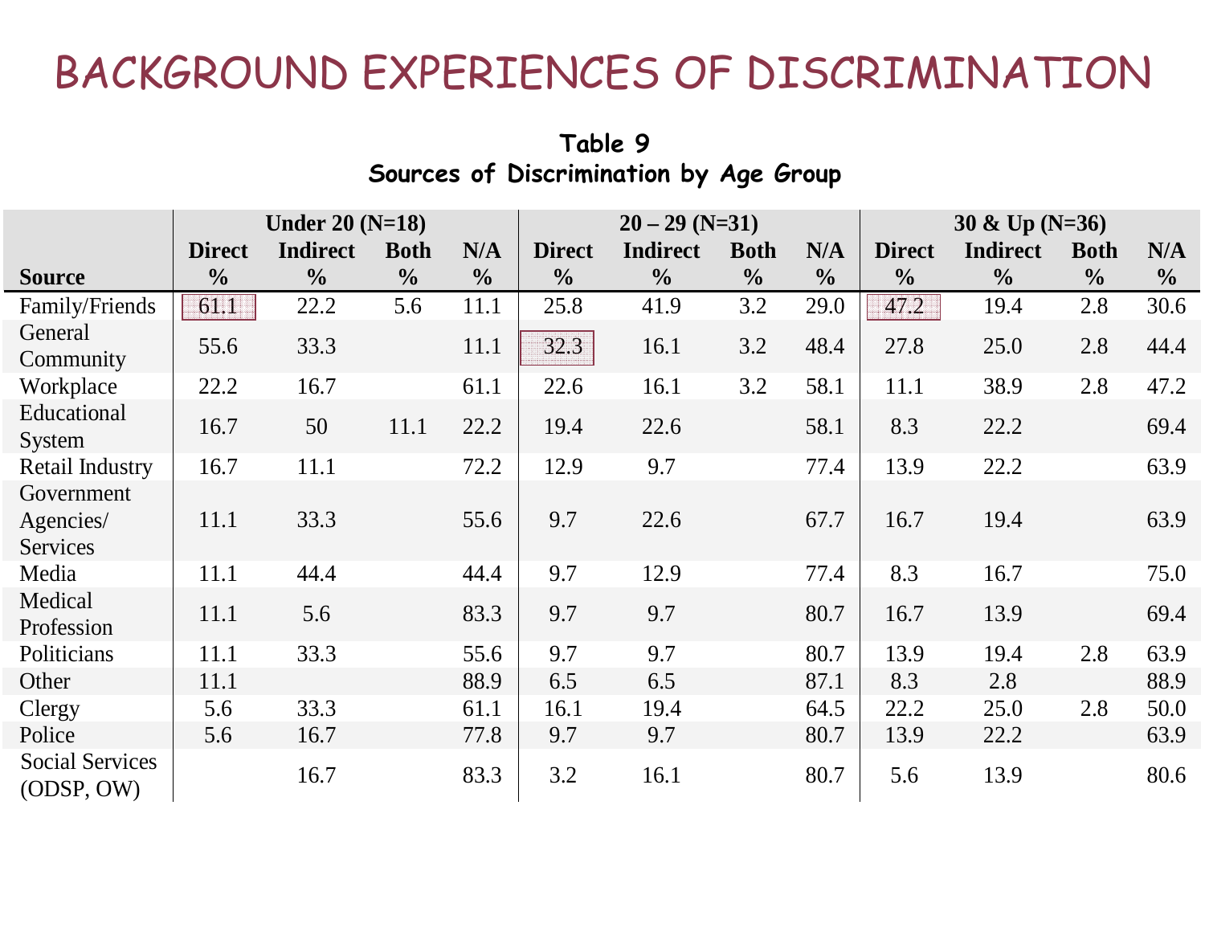# BACKGROUND EXPERIENCES OF DISCRIMINATION

**Table 9**
**Sources of Discrimination by Age Group**

| Source | Under 20 (N=18) Direct % | Indirect % | Both % | N/A % | 20 – 29 (N=31) Direct % | Indirect % | Both % | N/A % | 30 & Up (N=36) Direct % | Indirect % | Both % | N/A % |
|---|---|---|---|---|---|---|---|---|---|---|---|---|
| Family/Friends | 61.1 | 22.2 | 5.6 | 11.1 | 25.8 | 41.9 | 3.2 | 29.0 | 47.2 | 19.4 | 2.8 | 30.6 |
| General Community | 55.6 | 33.3 | | 11.1 | 32.3 | 16.1 | 3.2 | 48.4 | 27.8 | 25.0 | 2.8 | 44.4 |
| Workplace | 22.2 | 16.7 | | 61.1 | 22.6 | 16.1 | 3.2 | 58.1 | 11.1 | 38.9 | 2.8 | 47.2 |
| Educational System | 16.7 | 50 | 11.1 | 22.2 | 19.4 | 22.6 | | 58.1 | 8.3 | 22.2 | | 69.4 |
| Retail Industry | 16.7 | 11.1 | | 72.2 | 12.9 | 9.7 | | 77.4 | 13.9 | 22.2 | | 63.9 |
| Government Agencies/ Services | 11.1 | 33.3 | | 55.6 | 9.7 | 22.6 | | 67.7 | 16.7 | 19.4 | | 63.9 |
| Media | 11.1 | 44.4 | | 44.4 | 9.7 | 12.9 | | 77.4 | 8.3 | 16.7 | | 75.0 |
| Medical Profession | 11.1 | 5.6 | | 83.3 | 9.7 | 9.7 | | 80.7 | 16.7 | 13.9 | | 69.4 |
| Politicians | 11.1 | 33.3 | | 55.6 | 9.7 | 9.7 | | 80.7 | 13.9 | 19.4 | 2.8 | 63.9 |
| Other | 11.1 | | | 88.9 | 6.5 | 6.5 | | 87.1 | 8.3 | 2.8 | | 88.9 |
| Clergy | 5.6 | 33.3 | | 61.1 | 16.1 | 19.4 | | 64.5 | 22.2 | 25.0 | 2.8 | 50.0 |
| Police | 5.6 | 16.7 | | 77.8 | 9.7 | 9.7 | | 80.7 | 13.9 | 22.2 | | 63.9 |
| Social Services (ODSP, OW) | | 16.7 | | 83.3 | 3.2 | 16.1 | | 80.7 | 5.6 | 13.9 | | 80.6 |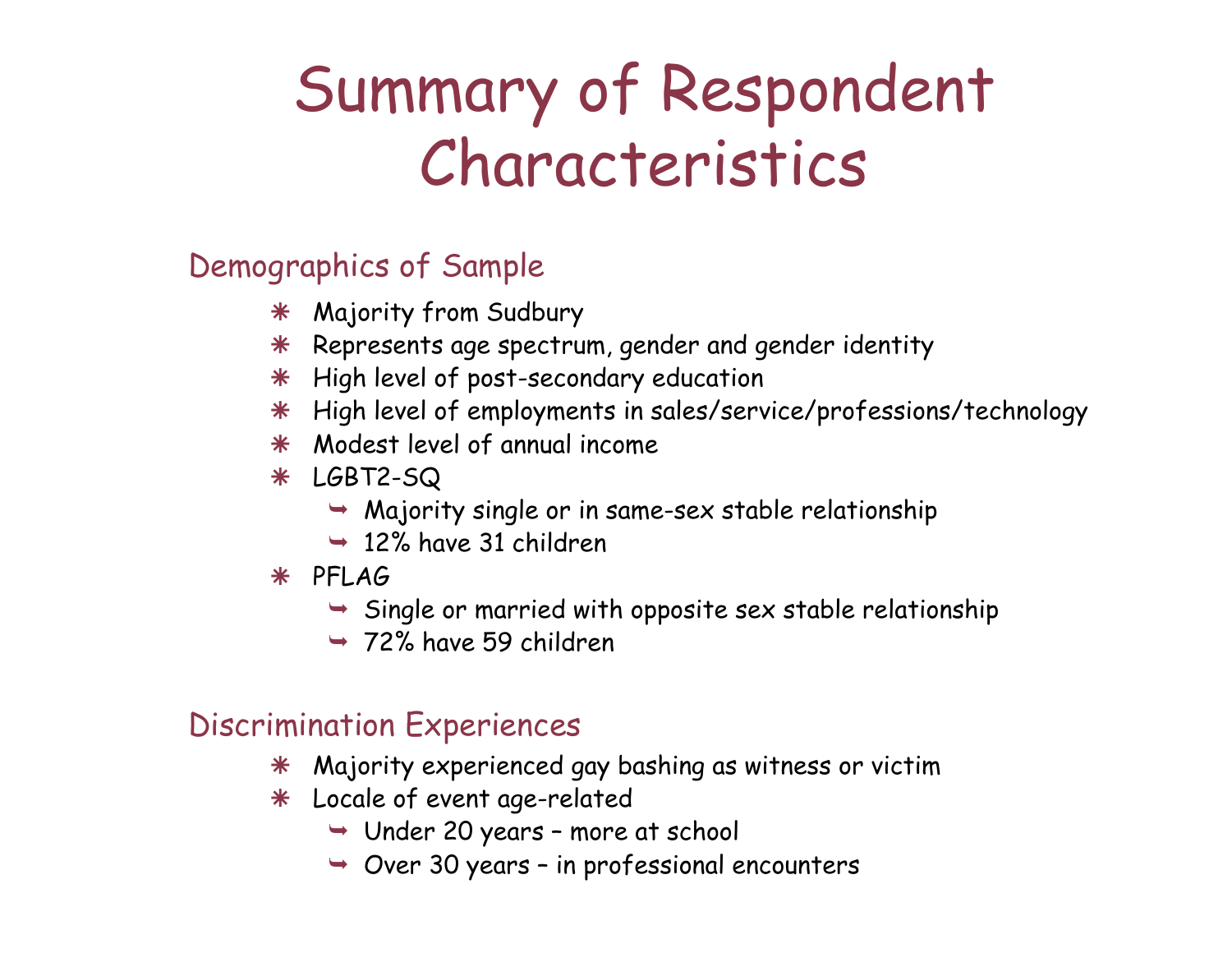# Summary of Respondent Characteristics

## Demographics of Sample

- Majority from Sudbury
- Represents age spectrum, gender and gender identity
- High level of post-secondary education
- High level of employments in sales/service/professions/technology
- Modest level of annual income
- LGBT2-SQ
  - Majority single or in same-sex stable relationship
  - 12% have 31 children
- PFLAG
  - Single or married with opposite sex stable relationship
  - 72% have 59 children

## Discrimination Experiences

- Majority experienced gay bashing as witness or victim
- Locale of event age-related
  - Under 20 years – more at school
  - Over 30 years – in professional encounters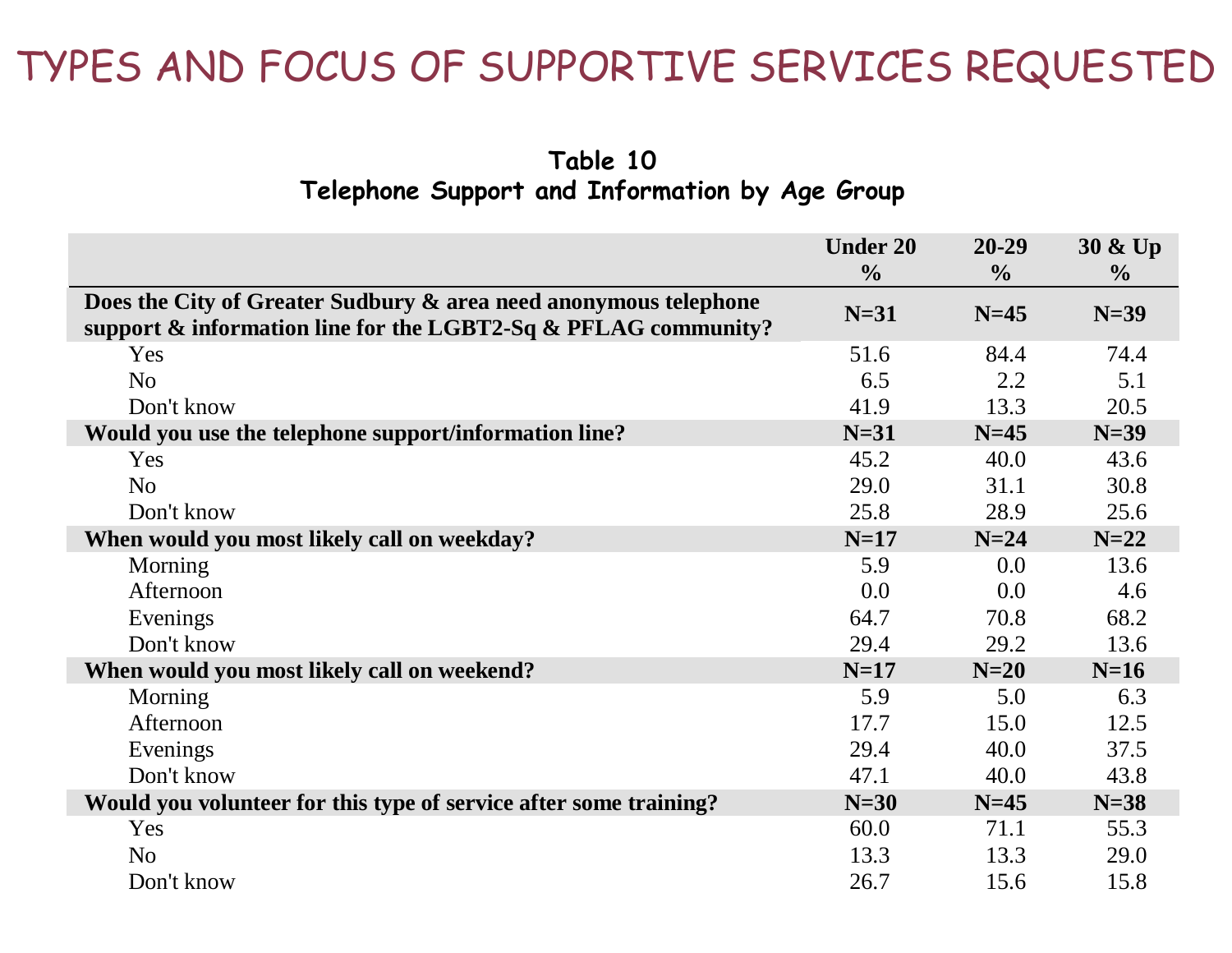# TYPES AND FOCUS OF SUPPORTIVE SERVICES REQUESTED

## Table 10
## Telephone Support and Information by Age Group

| | Under 20 % | 20-29 % | 30 & Up % |
|---|---|---|---|
| **Does the City of Greater Sudbury & area need anonymous telephone support & information line for the LGBT2-Sq & PFLAG community?** | **N=31** | **N=45** | **N=39** |
| Yes | 51.6 | 84.4 | 74.4 |
| No | 6.5 | 2.2 | 5.1 |
| Don't know | 41.9 | 13.3 | 20.5 |
| **Would you use the telephone support/information line?** | **N=31** | **N=45** | **N=39** |
| Yes | 45.2 | 40.0 | 43.6 |
| No | 29.0 | 31.1 | 30.8 |
| Don't know | 25.8 | 28.9 | 25.6 |
| **When would you most likely call on weekday?** | **N=17** | **N=24** | **N=22** |
| Morning | 5.9 | 0.0 | 13.6 |
| Afternoon | 0.0 | 0.0 | 4.6 |
| Evenings | 64.7 | 70.8 | 68.2 |
| Don't know | 29.4 | 29.2 | 13.6 |
| **When would you most likely call on weekend?** | **N=17** | **N=20** | **N=16** |
| Morning | 5.9 | 5.0 | 6.3 |
| Afternoon | 17.7 | 15.0 | 12.5 |
| Evenings | 29.4 | 40.0 | 37.5 |
| Don't know | 47.1 | 40.0 | 43.8 |
| **Would you volunteer for this type of service after some training?** | **N=30** | **N=45** | **N=38** |
| Yes | 60.0 | 71.1 | 55.3 |
| No | 13.3 | 13.3 | 29.0 |
| Don't know | 26.7 | 15.6 | 15.8 |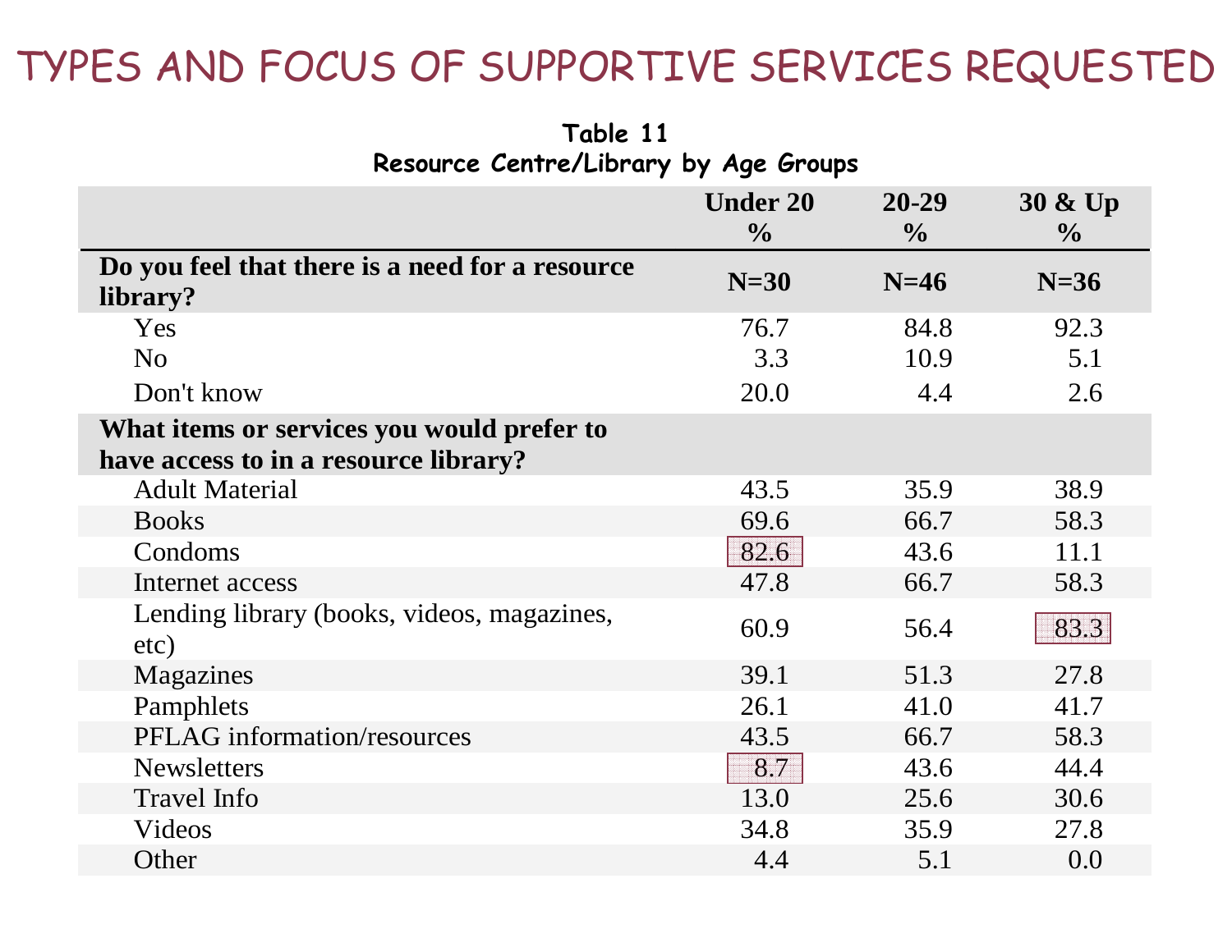# TYPES AND FOCUS OF SUPPORTIVE SERVICES REQUESTED

**Table 11**
**Resource Centre/Library by Age Groups**

| | Under 20 % | 20-29 % | 30 & Up % |
|---|---|---|---|
| **Do you feel that there is a need for a resource library?** | **N=30** | **N=46** | **N=36** |
| Yes | 76.7 | 84.8 | 92.3 |
| No | 3.3 | 10.9 | 5.1 |
| Don't know | 20.0 | 4.4 | 2.6 |
| **What items or services you would prefer to have access to in a resource library?** | | | |
| Adult Material | 43.5 | 35.9 | 38.9 |
| Books | 69.6 | 66.7 | 58.3 |
| Condoms | 82.6 | 43.6 | 11.1 |
| Internet access | 47.8 | 66.7 | 58.3 |
| Lending library (books, videos, magazines, etc) | 60.9 | 56.4 | 83.3 |
| Magazines | 39.1 | 51.3 | 27.8 |
| Pamphlets | 26.1 | 41.0 | 41.7 |
| PFLAG information/resources | 43.5 | 66.7 | 58.3 |
| Newsletters | 8.7 | 43.6 | 44.4 |
| Travel Info | 13.0 | 25.6 | 30.6 |
| Videos | 34.8 | 35.9 | 27.8 |
| Other | 4.4 | 5.1 | 0.0 |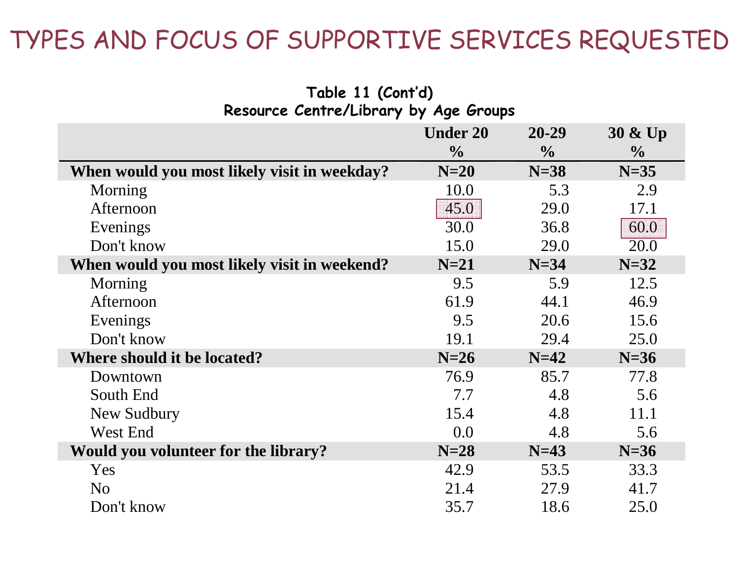# TYPES AND FOCUS OF SUPPORTIVE SERVICES REQUESTED

**Table 11 (Cont'd)**
**Resource Centre/Library by Age Groups**

| | Under 20 % | 20-29 % | 30 & Up % |
|---|---|---|---|
| **When would you most likely visit in weekday?** | **N=20** | **N=38** | **N=35** |
| Morning | 10.0 | 5.3 | 2.9 |
| Afternoon | 45.0 | 29.0 | 17.1 |
| Evenings | 30.0 | 36.8 | 60.0 |
| Don't know | 15.0 | 29.0 | 20.0 |
| **When would you most likely visit in weekend?** | **N=21** | **N=34** | **N=32** |
| Morning | 9.5 | 5.9 | 12.5 |
| Afternoon | 61.9 | 44.1 | 46.9 |
| Evenings | 9.5 | 20.6 | 15.6 |
| Don't know | 19.1 | 29.4 | 25.0 |
| **Where should it be located?** | **N=26** | **N=42** | **N=36** |
| Downtown | 76.9 | 85.7 | 77.8 |
| South End | 7.7 | 4.8 | 5.6 |
| New Sudbury | 15.4 | 4.8 | 11.1 |
| West End | 0.0 | 4.8 | 5.6 |
| **Would you volunteer for the library?** | **N=28** | **N=43** | **N=36** |
| Yes | 42.9 | 53.5 | 33.3 |
| No | 21.4 | 27.9 | 41.7 |
| Don't know | 35.7 | 18.6 | 25.0 |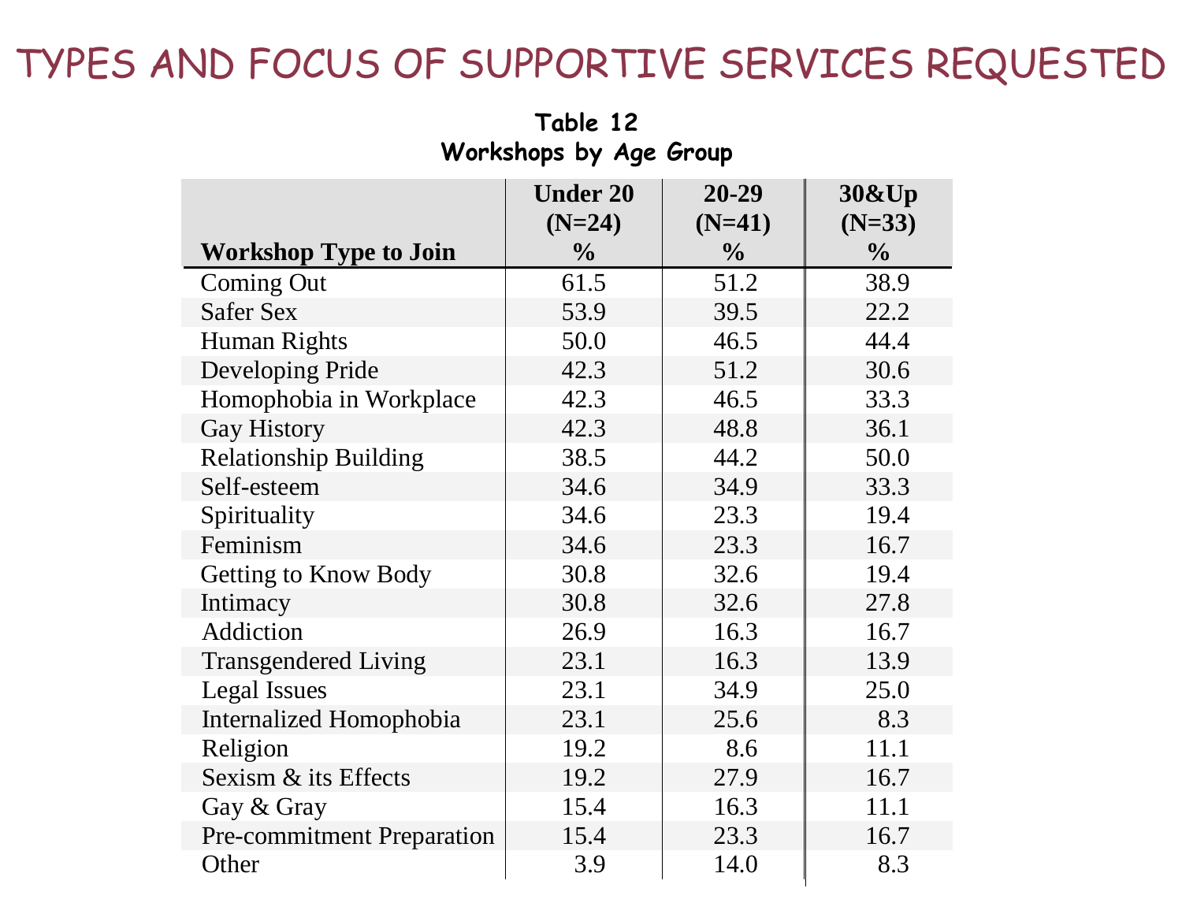# TYPES AND FOCUS OF SUPPORTIVE SERVICES REQUESTED

**Table 12**
**Workshops by Age Group**

| Workshop Type to Join | Under 20 (N=24) % | 20-29 (N=41) % | 30&Up (N=33) % |
|---|---|---|---|
| Coming Out | 61.5 | 51.2 | 38.9 |
| Safer Sex | 53.9 | 39.5 | 22.2 |
| Human Rights | 50.0 | 46.5 | 44.4 |
| Developing Pride | 42.3 | 51.2 | 30.6 |
| Homophobia in Workplace | 42.3 | 46.5 | 33.3 |
| Gay History | 42.3 | 48.8 | 36.1 |
| Relationship Building | 38.5 | 44.2 | 50.0 |
| Self-esteem | 34.6 | 34.9 | 33.3 |
| Spirituality | 34.6 | 23.3 | 19.4 |
| Feminism | 34.6 | 23.3 | 16.7 |
| Getting to Know Body | 30.8 | 32.6 | 19.4 |
| Intimacy | 30.8 | 32.6 | 27.8 |
| Addiction | 26.9 | 16.3 | 16.7 |
| Transgendered Living | 23.1 | 16.3 | 13.9 |
| Legal Issues | 23.1 | 34.9 | 25.0 |
| Internalized Homophobia | 23.1 | 25.6 | 8.3 |
| Religion | 19.2 | 8.6 | 11.1 |
| Sexism & its Effects | 19.2 | 27.9 | 16.7 |
| Gay & Gray | 15.4 | 16.3 | 11.1 |
| Pre-commitment Preparation | 15.4 | 23.3 | 16.7 |
| Other | 3.9 | 14.0 | 8.3 |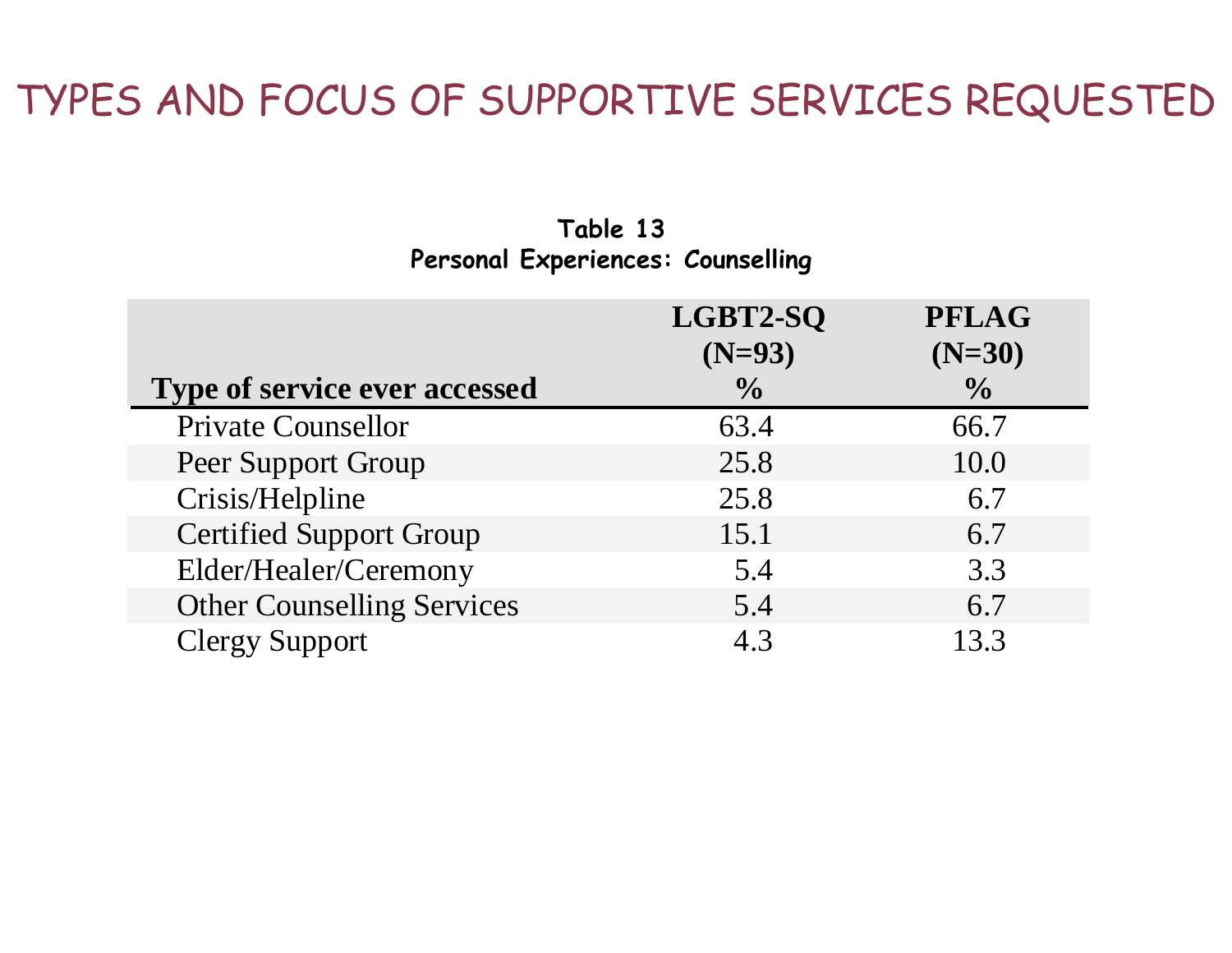# TYPES AND FOCUS OF SUPPORTIVE SERVICES REQUESTED

**Table 13**
**Personal Experiences: Counselling**

| Type of service ever accessed | LGBT2-SQ (N=93) % | PFLAG (N=30) % |
|---|---|---|
| Private Counsellor | 63.4 | 66.7 |
| Peer Support Group | 25.8 | 10.0 |
| Crisis/Helpline | 25.8 | 6.7 |
| Certified Support Group | 15.1 | 6.7 |
| Elder/Healer/Ceremony | 5.4 | 3.3 |
| Other Counselling Services | 5.4 | 6.7 |
| Clergy Support | 4.3 | 13.3 |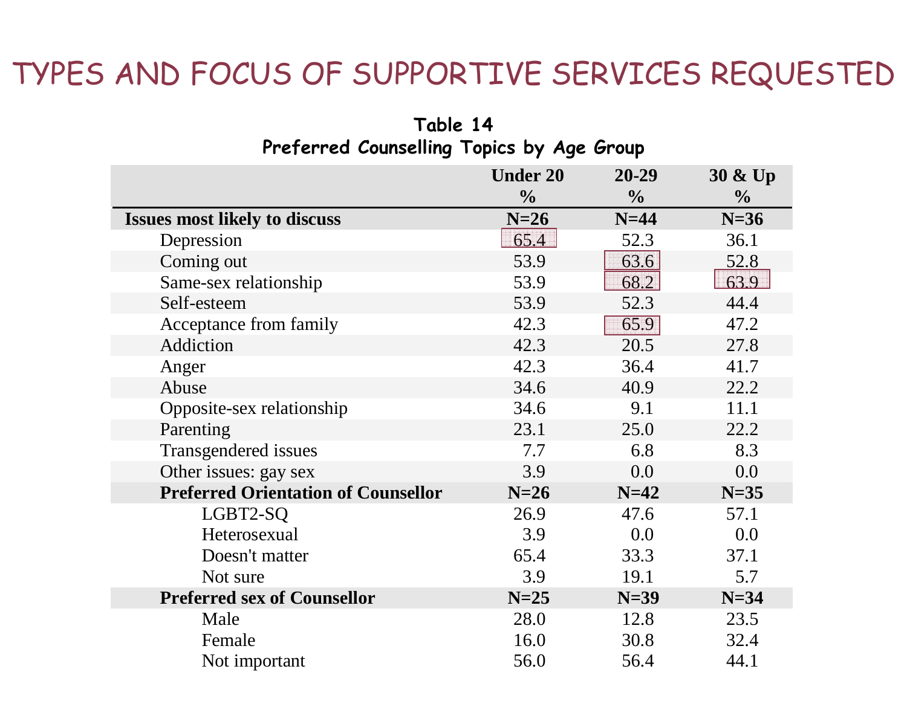# TYPES AND FOCUS OF SUPPORTIVE SERVICES REQUESTED

**Table 14**
**Preferred Counselling Topics by Age Group**

| | Under 20 % | 20-29 % | 30 & Up % |
|---|---|---|---|
| **Issues most likely to discuss** | **N=26** | **N=44** | **N=36** |
| Depression | 65.4 | 52.3 | 36.1 |
| Coming out | 53.9 | 63.6 | 52.8 |
| Same-sex relationship | 53.9 | 68.2 | 63.9 |
| Self-esteem | 53.9 | 52.3 | 44.4 |
| Acceptance from family | 42.3 | 65.9 | 47.2 |
| Addiction | 42.3 | 20.5 | 27.8 |
| Anger | 42.3 | 36.4 | 41.7 |
| Abuse | 34.6 | 40.9 | 22.2 |
| Opposite-sex relationship | 34.6 | 9.1 | 11.1 |
| Parenting | 23.1 | 25.0 | 22.2 |
| Transgendered issues | 7.7 | 6.8 | 8.3 |
| Other issues: gay sex | 3.9 | 0.0 | 0.0 |
| **Preferred Orientation of Counsellor** | **N=26** | **N=42** | **N=35** |
| LGBT2-SQ | 26.9 | 47.6 | 57.1 |
| Heterosexual | 3.9 | 0.0 | 0.0 |
| Doesn't matter | 65.4 | 33.3 | 37.1 |
| Not sure | 3.9 | 19.1 | 5.7 |
| **Preferred sex of Counsellor** | **N=25** | **N=39** | **N=34** |
| Male | 28.0 | 12.8 | 23.5 |
| Female | 16.0 | 30.8 | 32.4 |
| Not important | 56.0 | 56.4 | 44.1 |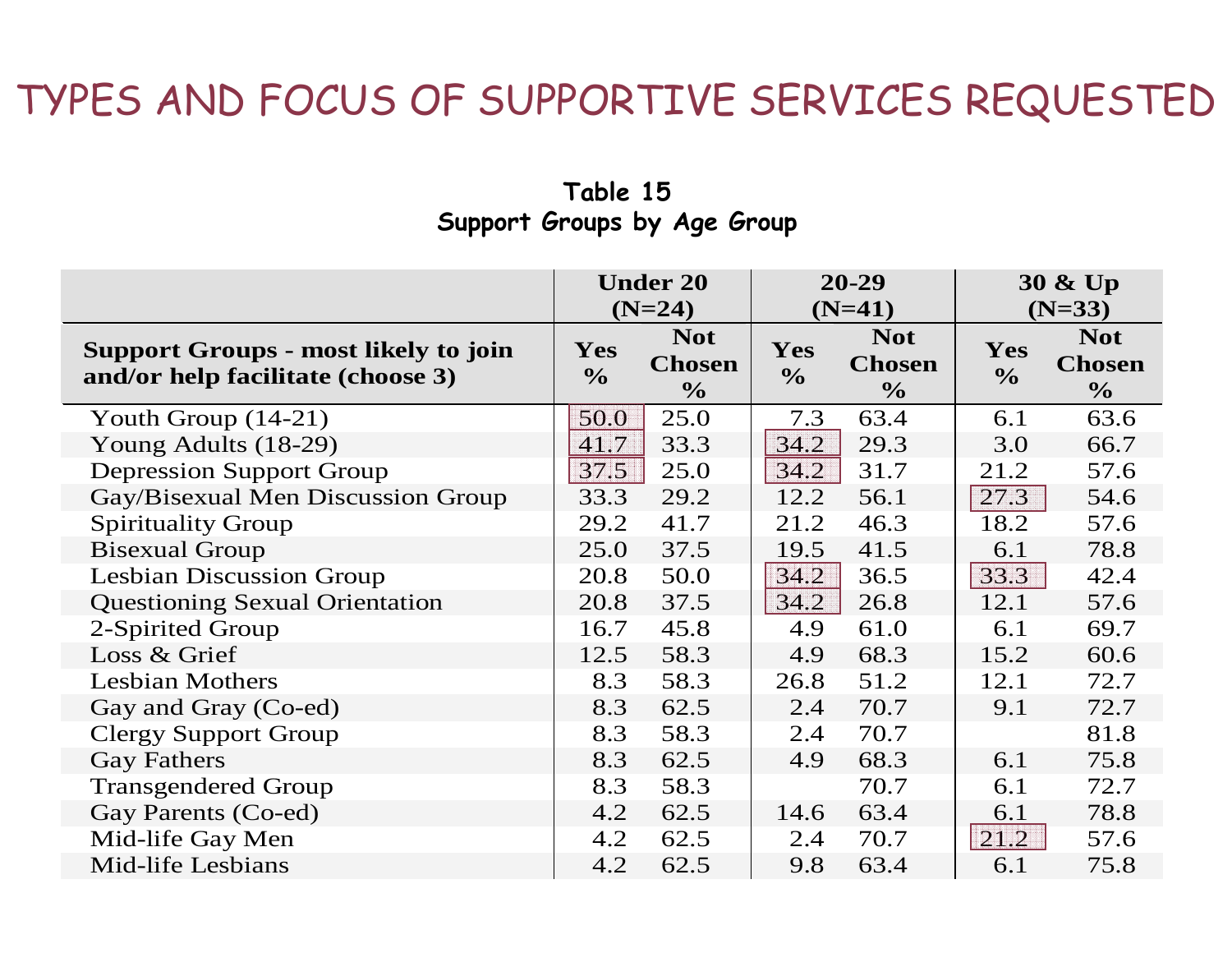# TYPES AND FOCUS OF SUPPORTIVE SERVICES REQUESTED

**Table 15**
**Support Groups by Age Group**

| | Under 20 (N=24) | | 20-29 (N=41) | | 30 & Up (N=33) | |
|---|---|---|---|---|---|---|
| **Support Groups - most likely to join and/or help facilitate (choose 3)** | **Yes %** | **Not Chosen %** | **Yes %** | **Not Chosen %** | **Yes %** | **Not Chosen %** |
| Youth Group (14-21) | 50.0 | 25.0 | 7.3 | 63.4 | 6.1 | 63.6 |
| Young Adults (18-29) | 41.7 | 33.3 | 34.2 | 29.3 | 3.0 | 66.7 |
| Depression Support Group | 37.5 | 25.0 | 34.2 | 31.7 | 21.2 | 57.6 |
| Gay/Bisexual Men Discussion Group | 33.3 | 29.2 | 12.2 | 56.1 | 27.3 | 54.6 |
| Spirituality Group | 29.2 | 41.7 | 21.2 | 46.3 | 18.2 | 57.6 |
| Bisexual Group | 25.0 | 37.5 | 19.5 | 41.5 | 6.1 | 78.8 |
| Lesbian Discussion Group | 20.8 | 50.0 | 34.2 | 36.5 | 33.3 | 42.4 |
| Questioning Sexual Orientation | 20.8 | 37.5 | 34.2 | 26.8 | 12.1 | 57.6 |
| 2-Spirited Group | 16.7 | 45.8 | 4.9 | 61.0 | 6.1 | 69.7 |
| Loss & Grief | 12.5 | 58.3 | 4.9 | 68.3 | 15.2 | 60.6 |
| Lesbian Mothers | 8.3 | 58.3 | 26.8 | 51.2 | 12.1 | 72.7 |
| Gay and Gray (Co-ed) | 8.3 | 62.5 | 2.4 | 70.7 | 9.1 | 72.7 |
| Clergy Support Group | 8.3 | 58.3 | 2.4 | 70.7 | | 81.8 |
| Gay Fathers | 8.3 | 62.5 | 4.9 | 68.3 | 6.1 | 75.8 |
| Transgendered Group | 8.3 | 58.3 | | 70.7 | 6.1 | 72.7 |
| Gay Parents (Co-ed) | 4.2 | 62.5 | 14.6 | 63.4 | 6.1 | 78.8 |
| Mid-life Gay Men | 4.2 | 62.5 | 2.4 | 70.7 | 21.2 | 57.6 |
| Mid-life Lesbians | 4.2 | 62.5 | 9.8 | 63.4 | 6.1 | 75.8 |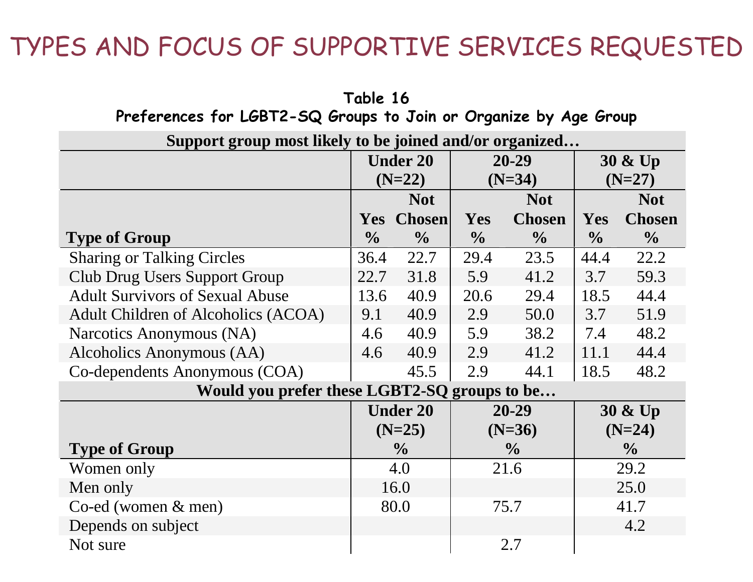# TYPES AND FOCUS OF SUPPORTIVE SERVICES REQUESTED

**Table 16**
**Preferences for LGBT2-SQ Groups to Join or Organize by Age Group**

| Support group most likely to be joined and/or organized… | | | | | | |
|---|---|---|---|---|---|---|
| | Under 20 (N=22) | | 20-29 (N=34) | | 30 & Up (N=27) | |
| Type of Group | Yes % | Not Chosen % | Yes % | Not Chosen % | Yes % | Not Chosen % |
| Sharing or Talking Circles | 36.4 | 22.7 | 29.4 | 23.5 | 44.4 | 22.2 |
| Club Drug Users Support Group | 22.7 | 31.8 | 5.9 | 41.2 | 3.7 | 59.3 |
| Adult Survivors of Sexual Abuse | 13.6 | 40.9 | 20.6 | 29.4 | 18.5 | 44.4 |
| Adult Children of Alcoholics (ACOA) | 9.1 | 40.9 | 2.9 | 50.0 | 3.7 | 51.9 |
| Narcotics Anonymous (NA) | 4.6 | 40.9 | 5.9 | 38.2 | 7.4 | 48.2 |
| Alcoholics Anonymous (AA) | 4.6 | 40.9 | 2.9 | 41.2 | 11.1 | 44.4 |
| Co-dependents Anonymous (COA) | | 45.5 | 2.9 | 44.1 | 18.5 | 48.2 |

| Would you prefer these LGBT2-SQ groups to be… | | | |
|---|---|---|---|
| Type of Group | Under 20 (N=25) % | 20-29 (N=36) % | 30 & Up (N=24) % |
| Women only | 4.0 | 21.6 | 29.2 |
| Men only | 16.0 | | 25.0 |
| Co-ed (women & men) | 80.0 | 75.7 | 41.7 |
| Depends on subject | | | 4.2 |
| Not sure | | 2.7 | |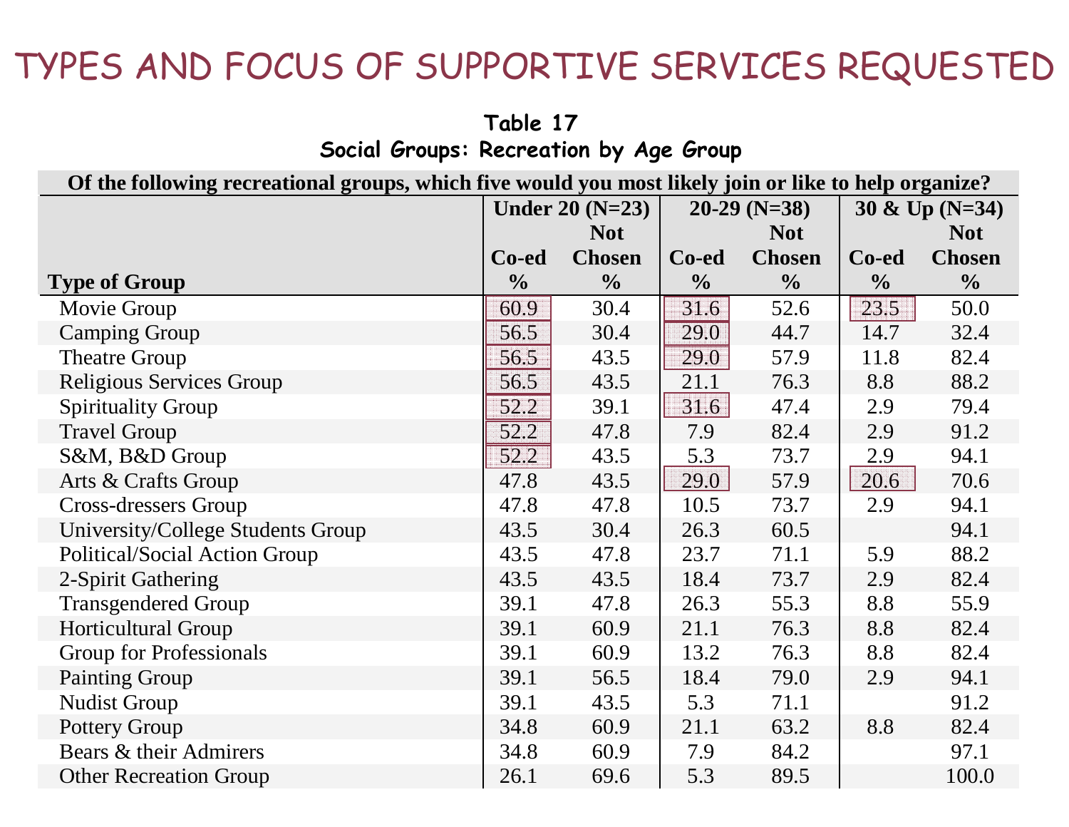# TYPES AND FOCUS OF SUPPORTIVE SERVICES REQUESTED

**Table 17**
**Social Groups: Recreation by Age Group**

| Of the following recreational groups, which five would you most likely join or like to help organize? | | | | | | |
|---|---|---|---|---|---|---|
| | Under 20 (N=23) | | 20-29 (N=38) | | 30 & Up (N=34) | |
| **Type of Group** | Co-ed % | Not Chosen % | Co-ed % | Not Chosen % | Co-ed % | Not Chosen % |
| Movie Group | 60.9 | 30.4 | 31.6 | 52.6 | 23.5 | 50.0 |
| Camping Group | 56.5 | 30.4 | 29.0 | 44.7 | 14.7 | 32.4 |
| Theatre Group | 56.5 | 43.5 | 29.0 | 57.9 | 11.8 | 82.4 |
| Religious Services Group | 56.5 | 43.5 | 21.1 | 76.3 | 8.8 | 88.2 |
| Spirituality Group | 52.2 | 39.1 | 31.6 | 47.4 | 2.9 | 79.4 |
| Travel Group | 52.2 | 47.8 | 7.9 | 82.4 | 2.9 | 91.2 |
| S&M, B&D Group | 52.2 | 43.5 | 5.3 | 73.7 | 2.9 | 94.1 |
| Arts & Crafts Group | 47.8 | 43.5 | 29.0 | 57.9 | 20.6 | 70.6 |
| Cross-dressers Group | 47.8 | 47.8 | 10.5 | 73.7 | 2.9 | 94.1 |
| University/College Students Group | 43.5 | 30.4 | 26.3 | 60.5 | | 94.1 |
| Political/Social Action Group | 43.5 | 47.8 | 23.7 | 71.1 | 5.9 | 88.2 |
| 2-Spirit Gathering | 43.5 | 43.5 | 18.4 | 73.7 | 2.9 | 82.4 |
| Transgendered Group | 39.1 | 47.8 | 26.3 | 55.3 | 8.8 | 55.9 |
| Horticultural Group | 39.1 | 60.9 | 21.1 | 76.3 | 8.8 | 82.4 |
| Group for Professionals | 39.1 | 60.9 | 13.2 | 76.3 | 8.8 | 82.4 |
| Painting Group | 39.1 | 56.5 | 18.4 | 79.0 | 2.9 | 94.1 |
| Nudist Group | 39.1 | 43.5 | 5.3 | 71.1 | | 91.2 |
| Pottery Group | 34.8 | 60.9 | 21.1 | 63.2 | 8.8 | 82.4 |
| Bears & their Admirers | 34.8 | 60.9 | 7.9 | 84.2 | | 97.1 |
| Other Recreation Group | 26.1 | 69.6 | 5.3 | 89.5 | | 100.0 |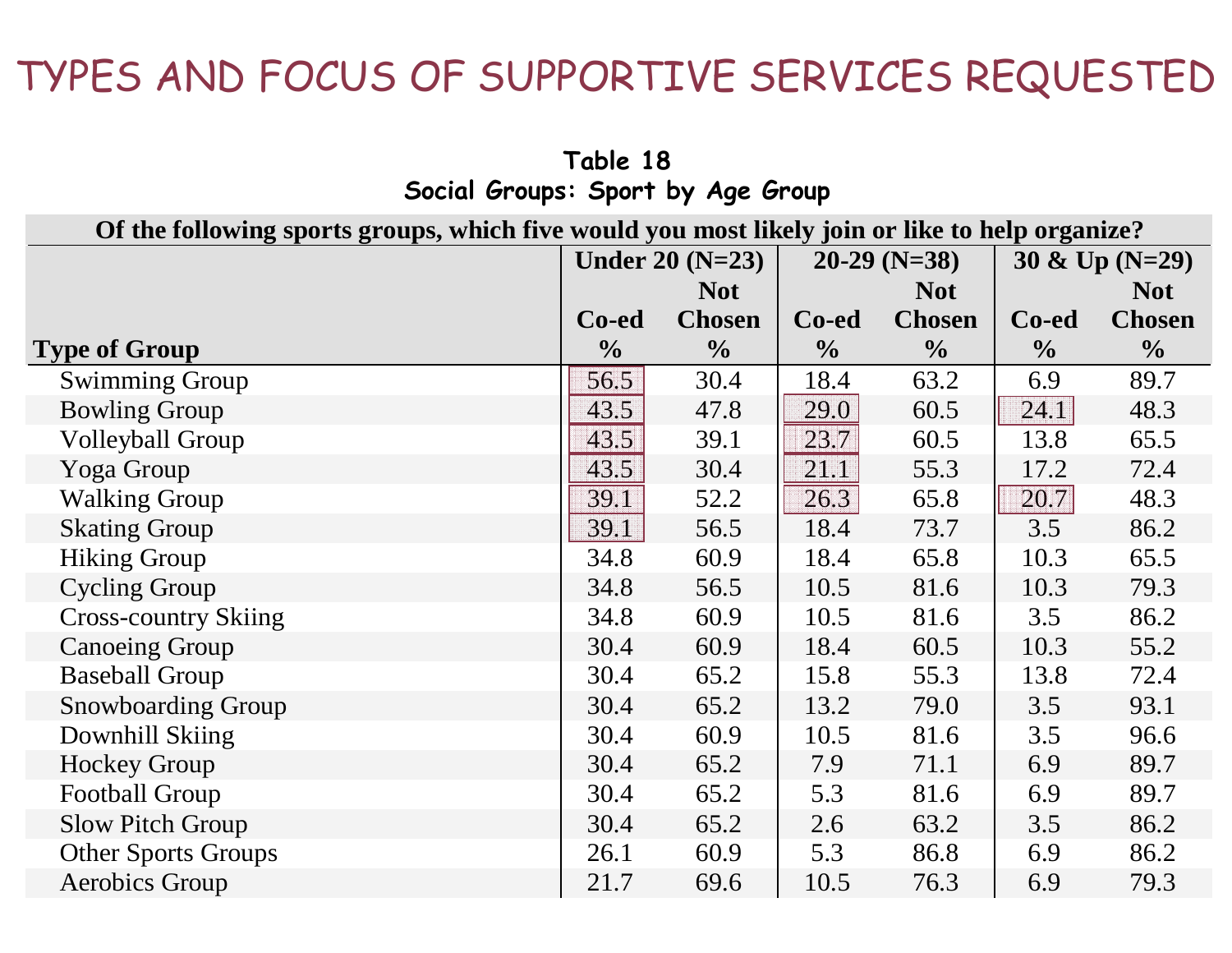# TYPES AND FOCUS OF SUPPORTIVE SERVICES REQUESTED

**Table 18**
**Social Groups: Sport by Age Group**

| Of the following sports groups, which five would you most likely join or like to help organize? | | | | | | |
|---|---|---|---|---|---|---|
| | Under 20 (N=23) | | 20-29 (N=38) | | 30 & Up (N=29) | |
| Type of Group | Co-ed % | Not Chosen % | Co-ed % | Not Chosen % | Co-ed % | Not Chosen % |
| Swimming Group | 56.5 | 30.4 | 18.4 | 63.2 | 6.9 | 89.7 |
| Bowling Group | 43.5 | 47.8 | 29.0 | 60.5 | 24.1 | 48.3 |
| Volleyball Group | 43.5 | 39.1 | 23.7 | 60.5 | 13.8 | 65.5 |
| Yoga Group | 43.5 | 30.4 | 21.1 | 55.3 | 17.2 | 72.4 |
| Walking Group | 39.1 | 52.2 | 26.3 | 65.8 | 20.7 | 48.3 |
| Skating Group | 39.1 | 56.5 | 18.4 | 73.7 | 3.5 | 86.2 |
| Hiking Group | 34.8 | 60.9 | 18.4 | 65.8 | 10.3 | 65.5 |
| Cycling Group | 34.8 | 56.5 | 10.5 | 81.6 | 10.3 | 79.3 |
| Cross-country Skiing | 34.8 | 60.9 | 10.5 | 81.6 | 3.5 | 86.2 |
| Canoeing Group | 30.4 | 60.9 | 18.4 | 60.5 | 10.3 | 55.2 |
| Baseball Group | 30.4 | 65.2 | 15.8 | 55.3 | 13.8 | 72.4 |
| Snowboarding Group | 30.4 | 65.2 | 13.2 | 79.0 | 3.5 | 93.1 |
| Downhill Skiing | 30.4 | 60.9 | 10.5 | 81.6 | 3.5 | 96.6 |
| Hockey Group | 30.4 | 65.2 | 7.9 | 71.1 | 6.9 | 89.7 |
| Football Group | 30.4 | 65.2 | 5.3 | 81.6 | 6.9 | 89.7 |
| Slow Pitch Group | 30.4 | 65.2 | 2.6 | 63.2 | 3.5 | 86.2 |
| Other Sports Groups | 26.1 | 60.9 | 5.3 | 86.8 | 6.9 | 86.2 |
| Aerobics Group | 21.7 | 69.6 | 10.5 | 76.3 | 6.9 | 79.3 |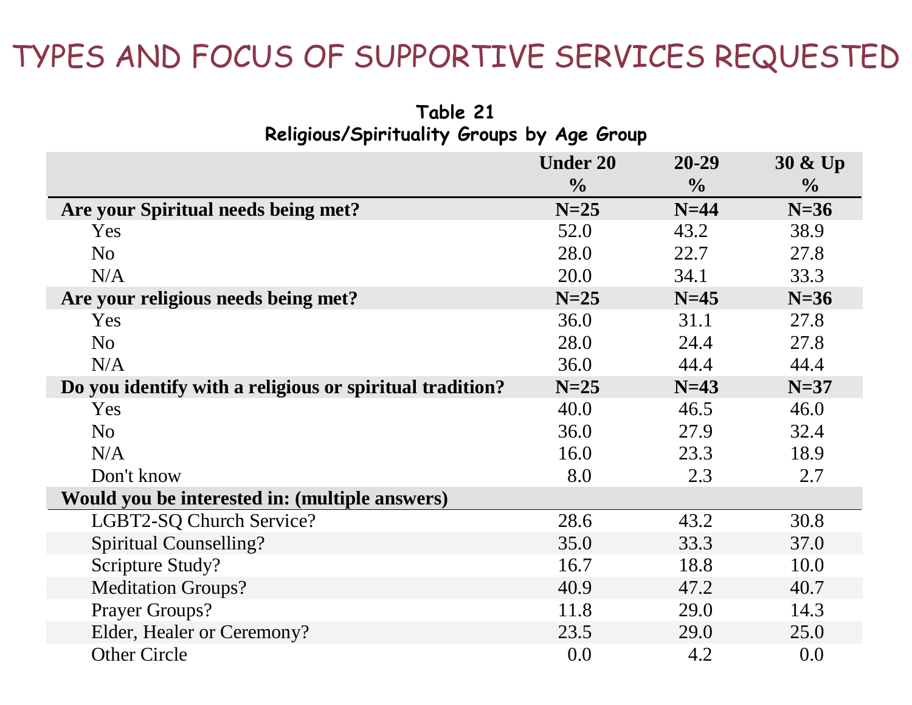# TYPES AND FOCUS OF SUPPORTIVE SERVICES REQUESTED

**Table 21**
**Religious/Spirituality Groups by Age Group**

| | Under 20 % | 20-29 % | 30 & Up % |
|---|---|---|---|
| **Are your Spiritual needs being met?** | **N=25** | **N=44** | **N=36** |
| Yes | 52.0 | 43.2 | 38.9 |
| No | 28.0 | 22.7 | 27.8 |
| N/A | 20.0 | 34.1 | 33.3 |
| **Are your religious needs being met?** | **N=25** | **N=45** | **N=36** |
| Yes | 36.0 | 31.1 | 27.8 |
| No | 28.0 | 24.4 | 27.8 |
| N/A | 36.0 | 44.4 | 44.4 |
| **Do you identify with a religious or spiritual tradition?** | **N=25** | **N=43** | **N=37** |
| Yes | 40.0 | 46.5 | 46.0 |
| No | 36.0 | 27.9 | 32.4 |
| N/A | 16.0 | 23.3 | 18.9 |
| Don't know | 8.0 | 2.3 | 2.7 |
| **Would you be interested in: (multiple answers)** | | | |
| LGBT2-SQ Church Service? | 28.6 | 43.2 | 30.8 |
| Spiritual Counselling? | 35.0 | 33.3 | 37.0 |
| Scripture Study? | 16.7 | 18.8 | 10.0 |
| Meditation Groups? | 40.9 | 47.2 | 40.7 |
| Prayer Groups? | 11.8 | 29.0 | 14.3 |
| Elder, Healer or Ceremony? | 23.5 | 29.0 | 25.0 |
| Other Circle | 0.0 | 4.2 | 0.0 |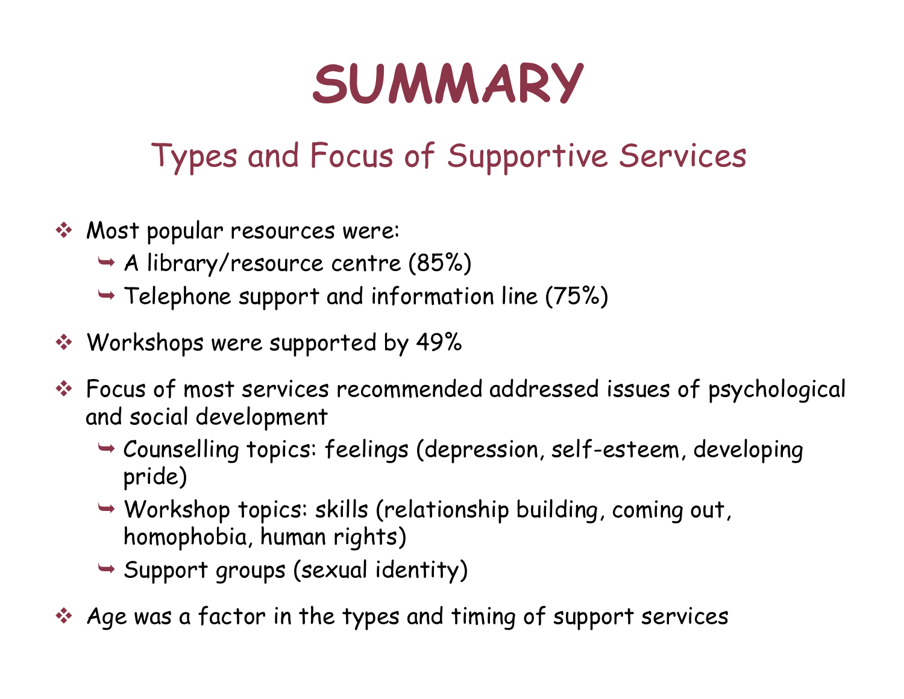# SUMMARY

## Types and Focus of Supportive Services

- Most popular resources were:
  - A library/resource centre (85%)
  - Telephone support and information line (75%)
- Workshops were supported by 49%
- Focus of most services recommended addressed issues of psychological and social development
  - Counselling topics: feelings (depression, self-esteem, developing pride)
  - Workshop topics: skills (relationship building, coming out, homophobia, human rights)
  - Support groups (sexual identity)
- Age was a factor in the types and timing of support services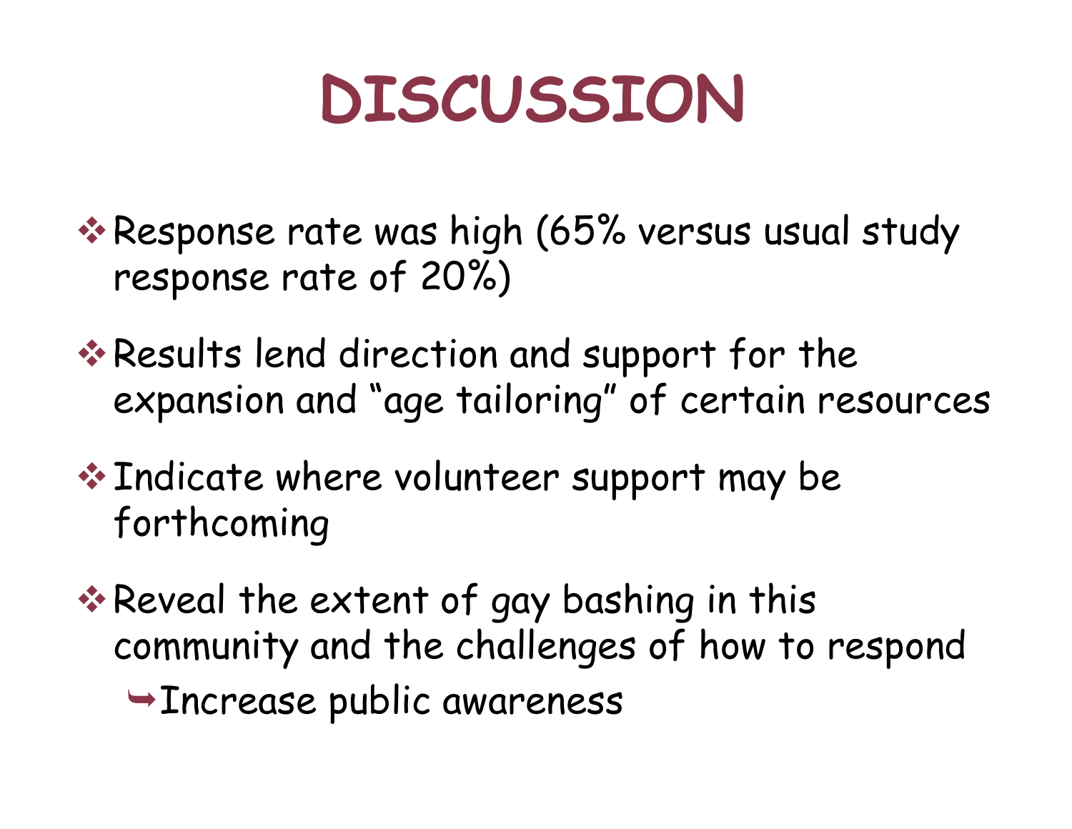# DISCUSSION

- Response rate was high (65% versus usual study response rate of 20%)
- Results lend direction and support for the expansion and "age tailoring" of certain resources
- Indicate where volunteer support may be forthcoming
- Reveal the extent of gay bashing in this community and the challenges of how to respond
  - Increase public awareness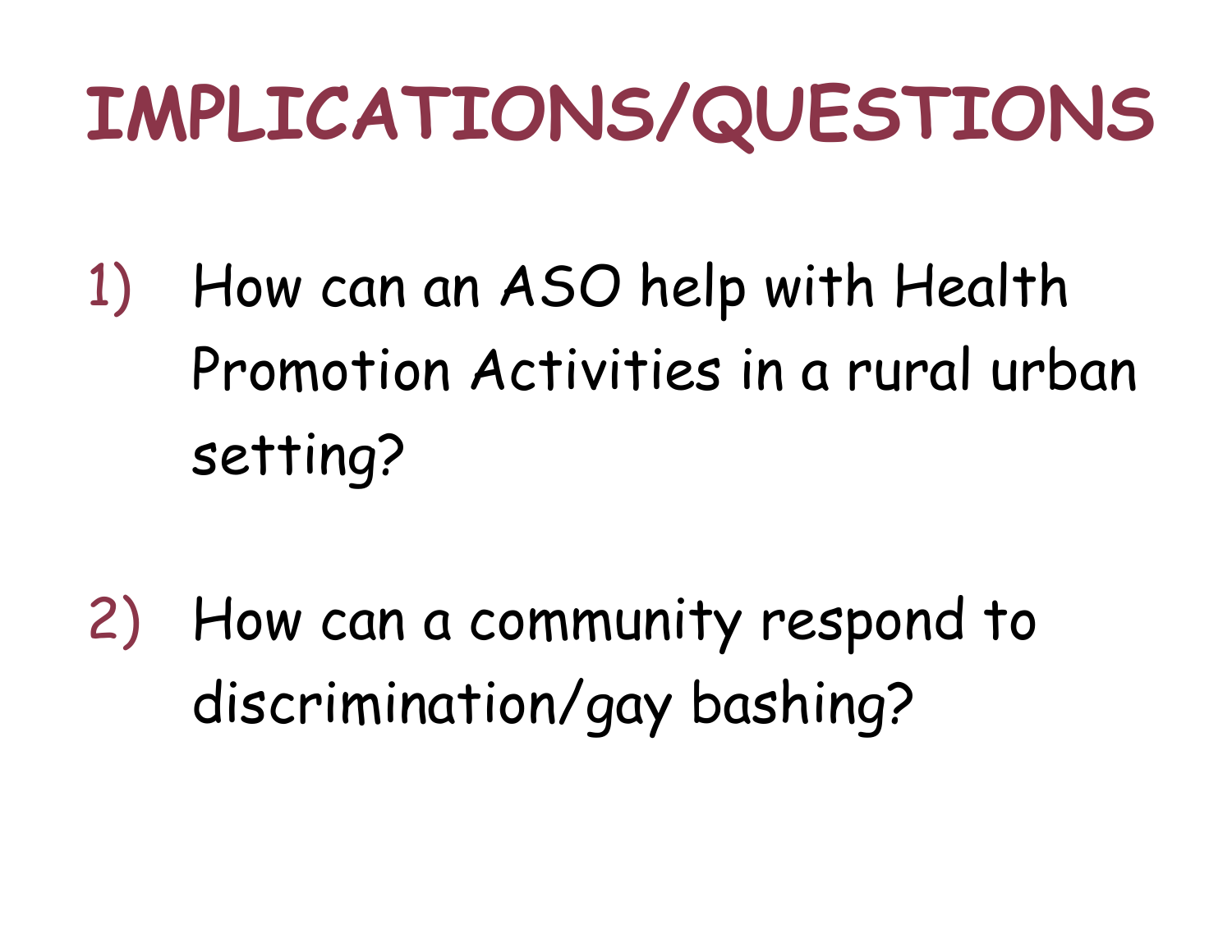# IMPLICATIONS/QUESTIONS

1) How can an ASO help with Health Promotion Activities in a rural urban setting?

2) How can a community respond to discrimination/gay bashing?